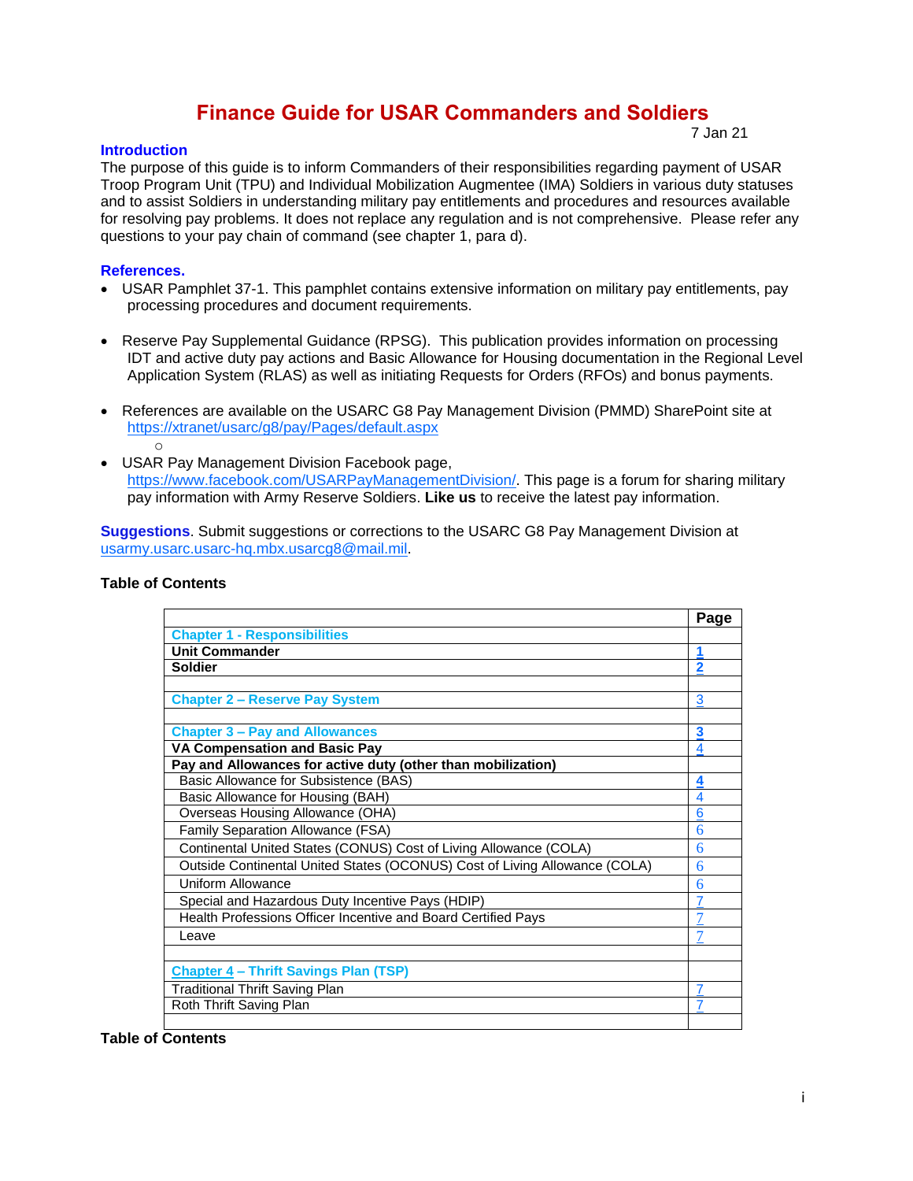# Finance Guide for USAR Commanders and Soldiers

7 Jan 21

## Introduction

The purpose of this guide is to inform Commanders of their responsibilities regarding payment of USAR Troop Program Unit (TPU) and Individual Mobilization Augmentee (IMA) Soldiers in various duty statuses and to assist Soldiers in understanding military pay entitlements and procedures and resources available for resolving pay problems. It does not replace any regulation and is not comprehensive. Please refer any questions to your pay chain of command (see chapter 1, para d).

## References.

- USAR Pamphlet 37-1. This pamphlet contains extensive information on military pay entitlements, pay processing procedures and document requirements.

- Reserve Pay Supplemental Guidance (RPSG). This publication provides information on processing IDT and active duty pay actions and Basic Allowance for Housing documentation in the Regional Level Application System (RLAS) as well as initiating Requests for Orders (RFOs) and bonus payments.

- References are available on the USARC G8 Pay Management Division (PMMD) SharePoint site at https://xtranet/usarc/g8/pay/Pages/default.aspx
  - 

- USAR Pay Management Division Facebook page, https://www.facebook.com/USARPayManagementDivision/. This page is a forum for sharing military pay information with Army Reserve Soldiers. **Like us** to receive the latest pay information.

**Suggestions**. Submit suggestions or corrections to the USARC G8 Pay Management Division at usarmy.usarc.usarc-hq.mbx.usarcg8@mail.mil.

**Table of Contents**

| | Page |
|---|---|
| **Chapter 1 - Responsibilities** | |
| **Unit Commander** | 1 |
| **Soldier** | 2 |
| | |
| **Chapter 2 – Reserve Pay System** | 3 |
| | |
| **Chapter 3 – Pay and Allowances** | 3 |
| **VA Compensation and Basic Pay** | 4 |
| **Pay and Allowances for active duty (other than mobilization)** | |
| Basic Allowance for Subsistence (BAS) | 4 |
| Basic Allowance for Housing (BAH) | 4 |
| Overseas Housing Allowance (OHA) | 6 |
| Family Separation Allowance (FSA) | 6 |
| Continental United States (CONUS) Cost of Living Allowance (COLA) | 6 |
| Outside Continental United States (OCONUS) Cost of Living Allowance (COLA) | 6 |
| Uniform Allowance | 6 |
| Special and Hazardous Duty Incentive Pays (HDIP) | 7 |
| Health Professions Officer Incentive and Board Certified Pays | 7 |
| Leave | 7 |
| | |
| **Chapter 4 – Thrift Savings Plan (TSP)** | |
| Traditional Thrift Saving Plan | 7 |
| Roth Thrift Saving Plan | 7 |
| | |

**Table of Contents**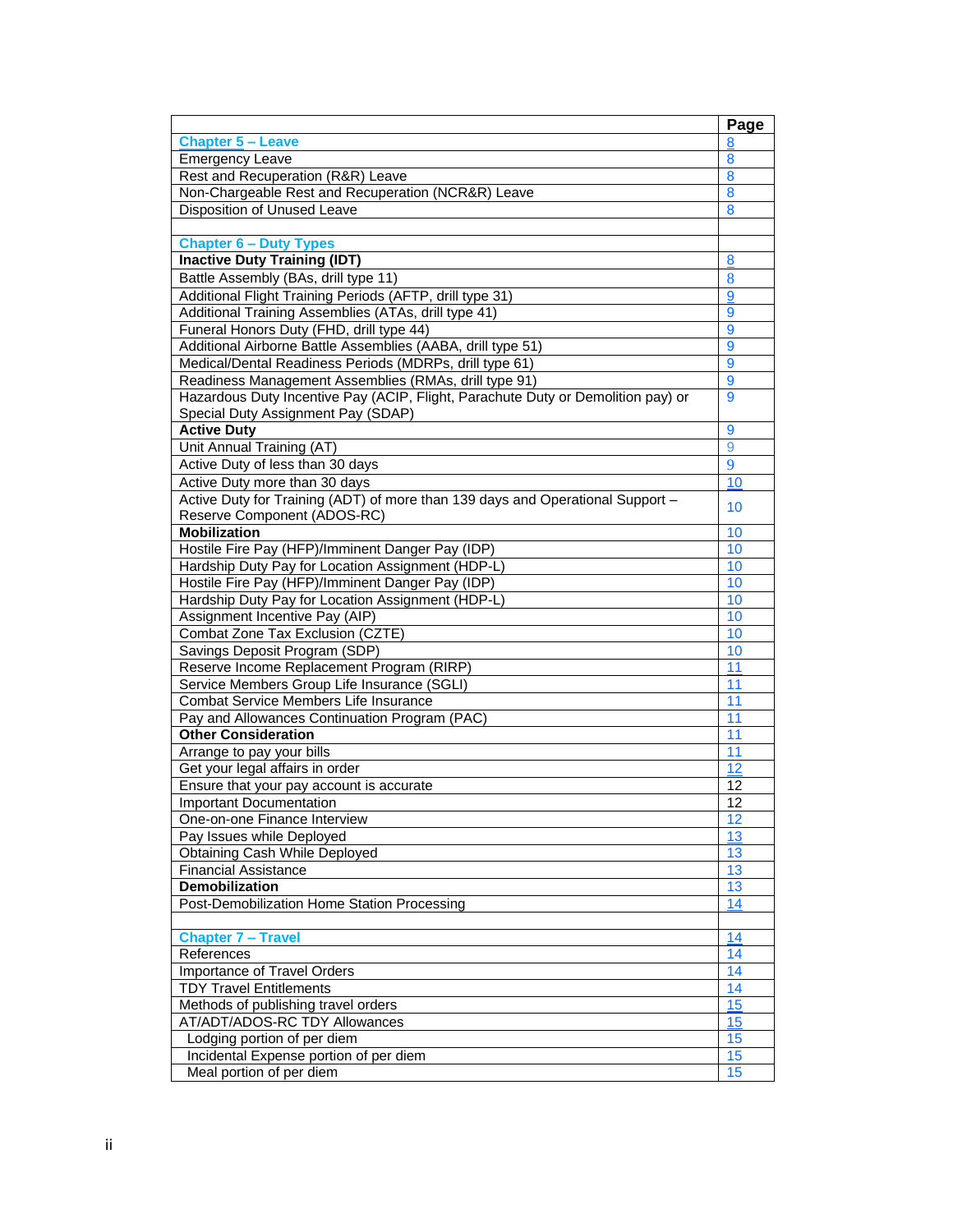| | Page |
|---|---|
| **Chapter 5 – Leave** | 8 |
| Emergency Leave | 8 |
| Rest and Recuperation (R&R) Leave | 8 |
| Non-Chargeable Rest and Recuperation (NCR&R) Leave | 8 |
| Disposition of Unused Leave | 8 |
| | |
| **Chapter 6 – Duty Types** | |
| **Inactive Duty Training (IDT)** | 8 |
| Battle Assembly (BAs, drill type 11) | 8 |
| Additional Flight Training Periods (AFTP, drill type 31) | 9 |
| Additional Training Assemblies (ATAs, drill type 41) | 9 |
| Funeral Honors Duty (FHD, drill type 44) | 9 |
| Additional Airborne Battle Assemblies (AABA, drill type 51) | 9 |
| Medical/Dental Readiness Periods (MDRPs, drill type 61) | 9 |
| Readiness Management Assemblies (RMAs, drill type 91) | 9 |
| Hazardous Duty Incentive Pay (ACIP, Flight, Parachute Duty or Demolition pay) or Special Duty Assignment Pay (SDAP) | 9 |
| **Active Duty** | 9 |
| Unit Annual Training (AT) | 9 |
| Active Duty of less than 30 days | 9 |
| Active Duty more than 30 days | 10 |
| Active Duty for Training (ADT) of more than 139 days and Operational Support – Reserve Component (ADOS-RC) | 10 |
| **Mobilization** | 10 |
| Hostile Fire Pay (HFP)/Imminent Danger Pay (IDP) | 10 |
| Hardship Duty Pay for Location Assignment (HDP-L) | 10 |
| Hostile Fire Pay (HFP)/Imminent Danger Pay (IDP) | 10 |
| Hardship Duty Pay for Location Assignment (HDP-L) | 10 |
| Assignment Incentive Pay (AIP) | 10 |
| Combat Zone Tax Exclusion (CZTE) | 10 |
| Savings Deposit Program (SDP) | 10 |
| Reserve Income Replacement Program (RIRP) | 11 |
| Service Members Group Life Insurance (SGLI) | 11 |
| Combat Service Members Life Insurance | 11 |
| Pay and Allowances Continuation Program (PAC) | 11 |
| **Other Consideration** | 11 |
| Arrange to pay your bills | 11 |
| Get your legal affairs in order | 12 |
| Ensure that your pay account is accurate | 12 |
| Important Documentation | 12 |
| One-on-one Finance Interview | 12 |
| Pay Issues while Deployed | 13 |
| Obtaining Cash While Deployed | 13 |
| Financial Assistance | 13 |
| **Demobilization** | 13 |
| Post-Demobilization Home Station Processing | 14 |
| | |
| **Chapter 7 – Travel** | 14 |
| References | 14 |
| Importance of Travel Orders | 14 |
| TDY Travel Entitlements | 14 |
| Methods of publishing travel orders | 15 |
| AT/ADT/ADOS-RC TDY Allowances | 15 |
| Lodging portion of per diem | 15 |
| Incidental Expense portion of per diem | 15 |
| Meal portion of per diem | 15 |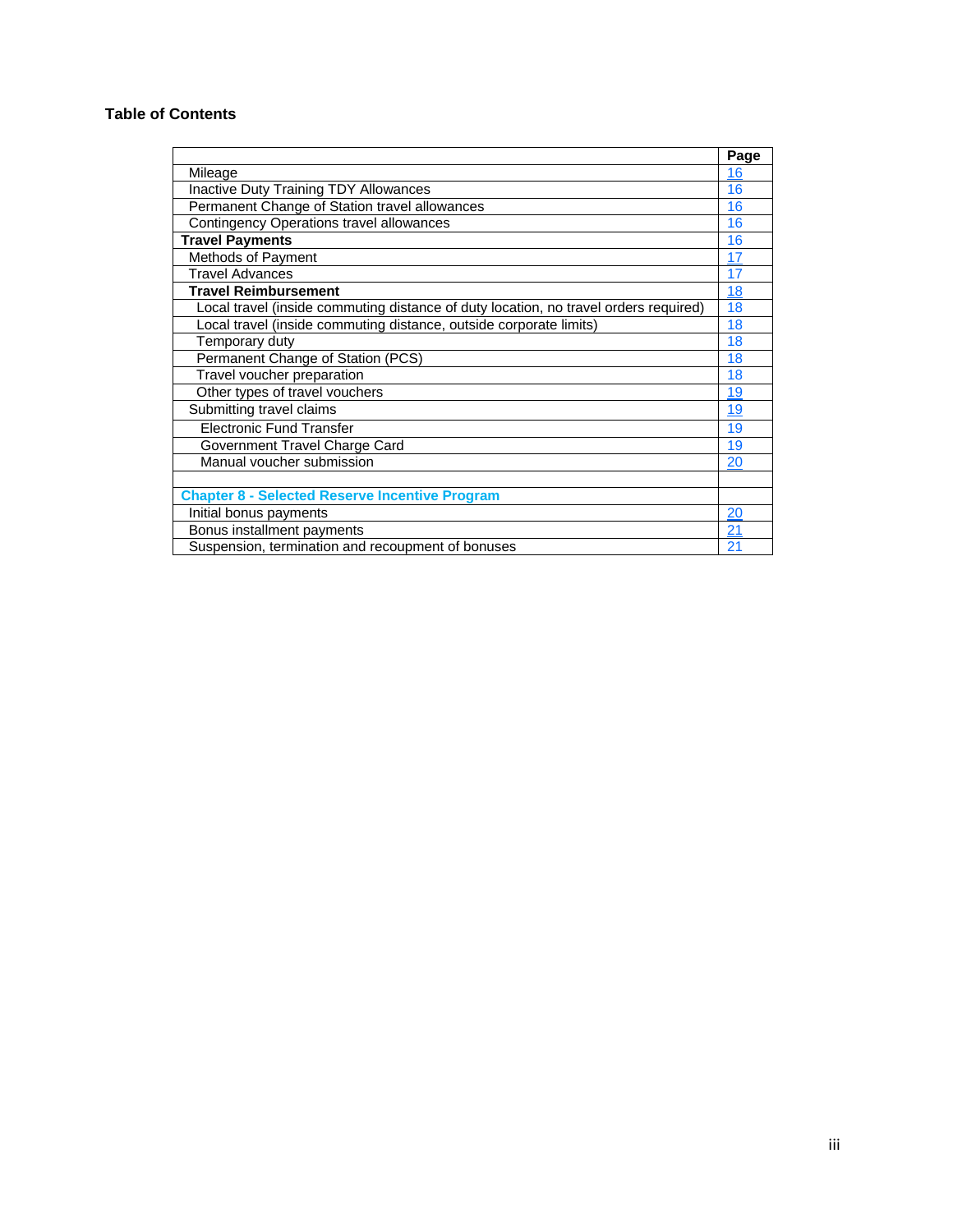**Table of Contents**

| | Page |
|---|---|
| Mileage | 16 |
| Inactive Duty Training TDY Allowances | 16 |
| Permanent Change of Station travel allowances | 16 |
| Contingency Operations travel allowances | 16 |
| **Travel Payments** | 16 |
| Methods of Payment | 17 |
| Travel Advances | 17 |
| **Travel Reimbursement** | 18 |
| Local travel (inside commuting distance of duty location, no travel orders required) | 18 |
| Local travel (inside commuting distance, outside corporate limits) | 18 |
| Temporary duty | 18 |
| Permanent Change of Station (PCS) | 18 |
| Travel voucher preparation | 18 |
| Other types of travel vouchers | 19 |
| Submitting travel claims | 19 |
| Electronic Fund Transfer | 19 |
| Government Travel Charge Card | 19 |
| Manual voucher submission | 20 |
| | |
| **Chapter 8 - Selected Reserve Incentive Program** | |
| Initial bonus payments | 20 |
| Bonus installment payments | 21 |
| Suspension, termination and recoupment of bonuses | 21 |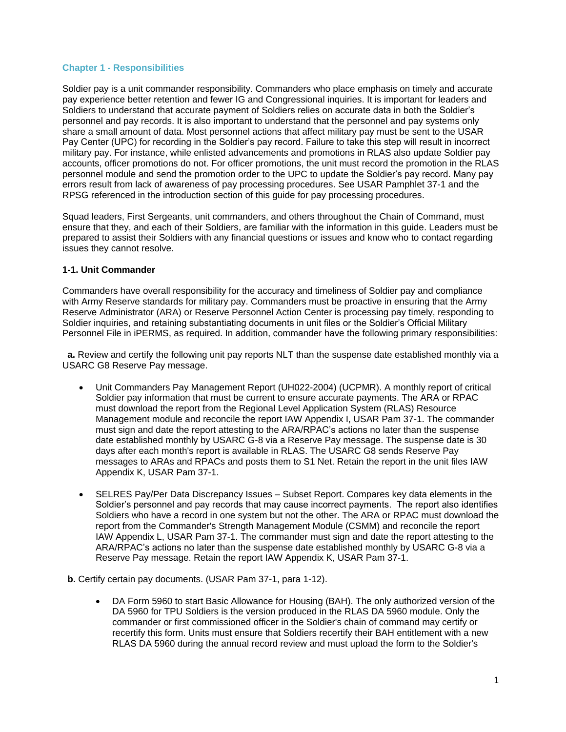## Chapter 1 - Responsibilities

Soldier pay is a unit commander responsibility. Commanders who place emphasis on timely and accurate pay experience better retention and fewer IG and Congressional inquiries. It is important for leaders and Soldiers to understand that accurate payment of Soldiers relies on accurate data in both the Soldier's personnel and pay records. It is also important to understand that the personnel and pay systems only share a small amount of data. Most personnel actions that affect military pay must be sent to the USAR Pay Center (UPC) for recording in the Soldier's pay record. Failure to take this step will result in incorrect military pay. For instance, while enlisted advancements and promotions in RLAS also update Soldier pay accounts, officer promotions do not. For officer promotions, the unit must record the promotion in the RLAS personnel module and send the promotion order to the UPC to update the Soldier's pay record. Many pay errors result from lack of awareness of pay processing procedures. See USAR Pamphlet 37-1 and the RPSG referenced in the introduction section of this guide for pay processing procedures.

Squad leaders, First Sergeants, unit commanders, and others throughout the Chain of Command, must ensure that they, and each of their Soldiers, are familiar with the information in this guide. Leaders must be prepared to assist their Soldiers with any financial questions or issues and know who to contact regarding issues they cannot resolve.

### 1-1. Unit Commander

Commanders have overall responsibility for the accuracy and timeliness of Soldier pay and compliance with Army Reserve standards for military pay. Commanders must be proactive in ensuring that the Army Reserve Administrator (ARA) or Reserve Personnel Action Center is processing pay timely, responding to Soldier inquiries, and retaining substantiating documents in unit files or the Soldier's Official Military Personnel File in iPERMS, as required. In addition, commander have the following primary responsibilities:

**a.** Review and certify the following unit pay reports NLT than the suspense date established monthly via a USARC G8 Reserve Pay message.

- Unit Commanders Pay Management Report (UH022-2004) (UCPMR). A monthly report of critical Soldier pay information that must be current to ensure accurate payments. The ARA or RPAC must download the report from the Regional Level Application System (RLAS) Resource Management module and reconcile the report IAW Appendix I, USAR Pam 37-1. The commander must sign and date the report attesting to the ARA/RPAC's actions no later than the suspense date established monthly by USARC G-8 via a Reserve Pay message. The suspense date is 30 days after each month's report is available in RLAS. The USARC G8 sends Reserve Pay messages to ARAs and RPACs and posts them to S1 Net. Retain the report in the unit files IAW Appendix K, USAR Pam 37-1.

- SELRES Pay/Per Data Discrepancy Issues – Subset Report. Compares key data elements in the Soldier's personnel and pay records that may cause incorrect payments. The report also identifies Soldiers who have a record in one system but not the other. The ARA or RPAC must download the report from the Commander's Strength Management Module (CSMM) and reconcile the report IAW Appendix L, USAR Pam 37-1. The commander must sign and date the report attesting to the ARA/RPAC's actions no later than the suspense date established monthly by USARC G-8 via a Reserve Pay message. Retain the report IAW Appendix K, USAR Pam 37-1.

**b.** Certify certain pay documents. (USAR Pam 37-1, para 1-12).

- DA Form 5960 to start Basic Allowance for Housing (BAH). The only authorized version of the DA 5960 for TPU Soldiers is the version produced in the RLAS DA 5960 module. Only the commander or first commissioned officer in the Soldier's chain of command may certify or recertify this form. Units must ensure that Soldiers recertify their BAH entitlement with a new RLAS DA 5960 during the annual record review and must upload the form to the Soldier's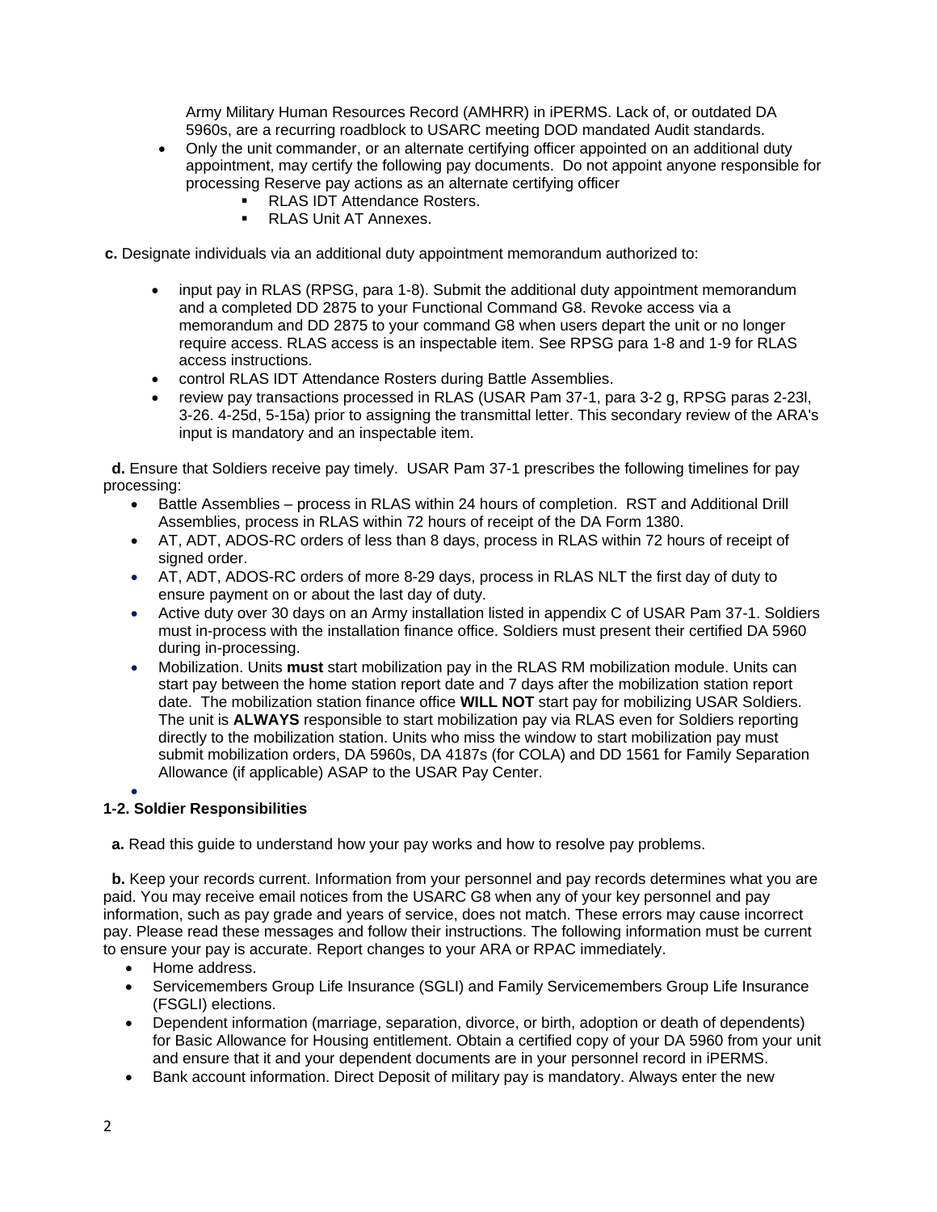Army Military Human Resources Record (AMHRR) in iPERMS. Lack of, or outdated DA 5960s, are a recurring roadblock to USARC meeting DOD mandated Audit standards.

- Only the unit commander, or an alternate certifying officer appointed on an additional duty appointment, may certify the following pay documents. Do not appoint anyone responsible for processing Reserve pay actions as an alternate certifying officer
  - RLAS IDT Attendance Rosters.
  - RLAS Unit AT Annexes.

**c.** Designate individuals via an additional duty appointment memorandum authorized to:

- input pay in RLAS (RPSG, para 1-8). Submit the additional duty appointment memorandum and a completed DD 2875 to your Functional Command G8. Revoke access via a memorandum and DD 2875 to your command G8 when users depart the unit or no longer require access. RLAS access is an inspectable item. See RPSG para 1-8 and 1-9 for RLAS access instructions.
- control RLAS IDT Attendance Rosters during Battle Assemblies.
- review pay transactions processed in RLAS (USAR Pam 37-1, para 3-2 g, RPSG paras 2-23l, 3-26. 4-25d, 5-15a) prior to assigning the transmittal letter. This secondary review of the ARA's input is mandatory and an inspectable item.

**d.** Ensure that Soldiers receive pay timely. USAR Pam 37-1 prescribes the following timelines for pay processing:

- Battle Assemblies – process in RLAS within 24 hours of completion. RST and Additional Drill Assemblies, process in RLAS within 72 hours of receipt of the DA Form 1380.
- AT, ADT, ADOS-RC orders of less than 8 days, process in RLAS within 72 hours of receipt of signed order.
- AT, ADT, ADOS-RC orders of more 8-29 days, process in RLAS NLT the first day of duty to ensure payment on or about the last day of duty.
- Active duty over 30 days on an Army installation listed in appendix C of USAR Pam 37-1. Soldiers must in-process with the installation finance office. Soldiers must present their certified DA 5960 during in-processing.
- Mobilization. Units **must** start mobilization pay in the RLAS RM mobilization module. Units can start pay between the home station report date and 7 days after the mobilization station report date. The mobilization station finance office **WILL NOT** start pay for mobilizing USAR Soldiers. The unit is **ALWAYS** responsible to start mobilization pay via RLAS even for Soldiers reporting directly to the mobilization station. Units who miss the window to start mobilization pay must submit mobilization orders, DA 5960s, DA 4187s (for COLA) and DD 1561 for Family Separation Allowance (if applicable) ASAP to the USAR Pay Center.

## 1-2. Soldier Responsibilities

**a.** Read this guide to understand how your pay works and how to resolve pay problems.

**b.** Keep your records current. Information from your personnel and pay records determines what you are paid. You may receive email notices from the USARC G8 when any of your key personnel and pay information, such as pay grade and years of service, does not match. These errors may cause incorrect pay. Please read these messages and follow their instructions. The following information must be current to ensure your pay is accurate. Report changes to your ARA or RPAC immediately.

- Home address.
- Servicemembers Group Life Insurance (SGLI) and Family Servicemembers Group Life Insurance (FSGLI) elections.
- Dependent information (marriage, separation, divorce, or birth, adoption or death of dependents) for Basic Allowance for Housing entitlement. Obtain a certified copy of your DA 5960 from your unit and ensure that it and your dependent documents are in your personnel record in iPERMS.
- Bank account information. Direct Deposit of military pay is mandatory. Always enter the new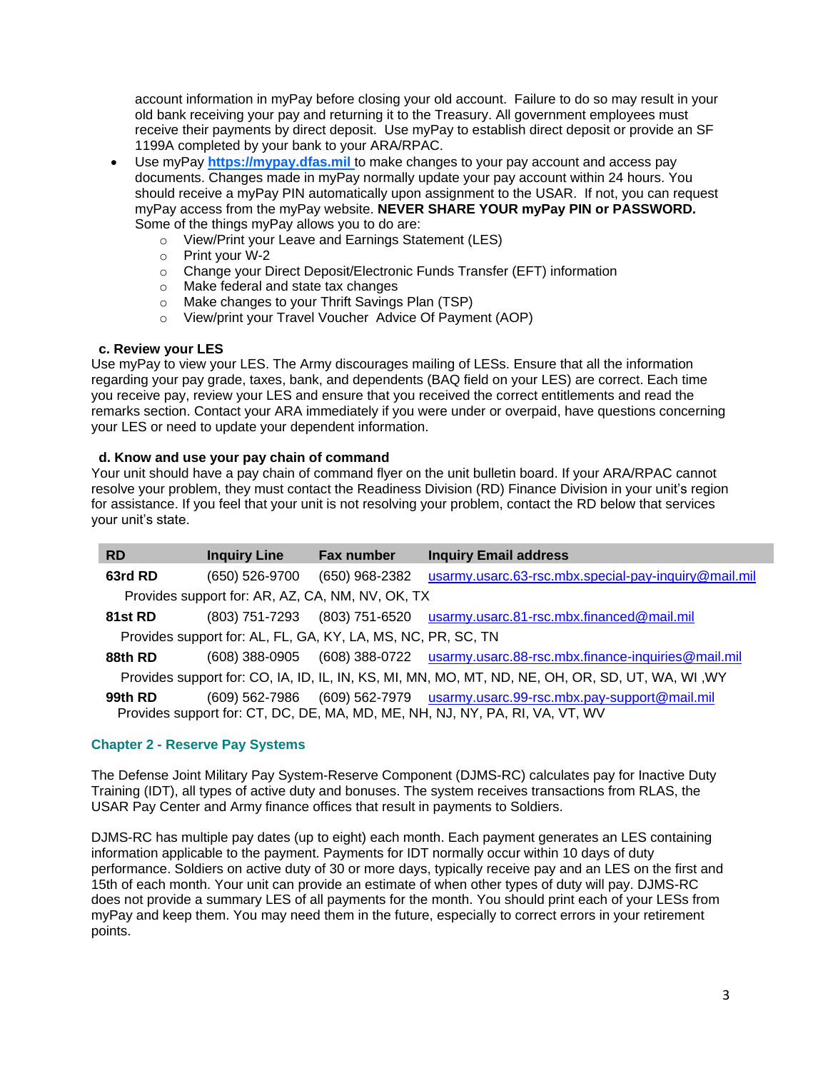account information in myPay before closing your old account. Failure to do so may result in your old bank receiving your pay and returning it to the Treasury. All government employees must receive their payments by direct deposit. Use myPay to establish direct deposit or provide an SF 1199A completed by your bank to your ARA/RPAC.

- Use myPay **https://mypay.dfas.mil** to make changes to your pay account and access pay documents. Changes made in myPay normally update your pay account within 24 hours. You should receive a myPay PIN automatically upon assignment to the USAR. If not, you can request myPay access from the myPay website. **NEVER SHARE YOUR myPay PIN or PASSWORD.** Some of the things myPay allows you to do are:
    - View/Print your Leave and Earnings Statement (LES)
    - Print your W-2
    - Change your Direct Deposit/Electronic Funds Transfer (EFT) information
    - Make federal and state tax changes
    - Make changes to your Thrift Savings Plan (TSP)
    - View/print your Travel Voucher Advice Of Payment (AOP)

**c. Review your LES**

Use myPay to view your LES. The Army discourages mailing of LESs. Ensure that all the information regarding your pay grade, taxes, bank, and dependents (BAQ field on your LES) are correct. Each time you receive pay, review your LES and ensure that you received the correct entitlements and read the remarks section. Contact your ARA immediately if you were under or overpaid, have questions concerning your LES or need to update your dependent information.

**d. Know and use your pay chain of command**

Your unit should have a pay chain of command flyer on the unit bulletin board. If your ARA/RPAC cannot resolve your problem, they must contact the Readiness Division (RD) Finance Division in your unit's region for assistance. If you feel that your unit is not resolving your problem, contact the RD below that services your unit's state.

| RD | Inquiry Line | Fax number | Inquiry Email address |
|---|---|---|---|
| **63rd RD** | (650) 526-9700 | (650) 968-2382 | usarmy.usarc.63-rsc.mbx.special-pay-inquiry@mail.mil |
| Provides support for: AR, AZ, CA, NM, NV, OK, TX | | | |
| **81st RD** | (803) 751-7293 | (803) 751-6520 | usarmy.usarc.81-rsc.mbx.financed@mail.mil |
| Provides support for: AL, FL, GA, KY, LA, MS, NC, PR, SC, TN | | | |
| **88th RD** | (608) 388-0905 | (608) 388-0722 | usarmy.usarc.88-rsc.mbx.finance-inquiries@mail.mil |
| Provides support for: CO, IA, ID, IL, IN, KS, MI, MN, MO, MT, ND, NE, OH, OR, SD, UT, WA, WI ,WY | | | |
| **99th RD** | (609) 562-7986 | (609) 562-7979 | usarmy.usarc.99-rsc.mbx.pay-support@mail.mil |
| Provides support for: CT, DC, DE, MA, MD, ME, NH, NJ, NY, PA, RI, VA, VT, WV | | | |

## Chapter 2 - Reserve Pay Systems

The Defense Joint Military Pay System-Reserve Component (DJMS-RC) calculates pay for Inactive Duty Training (IDT), all types of active duty and bonuses. The system receives transactions from RLAS, the USAR Pay Center and Army finance offices that result in payments to Soldiers.

DJMS-RC has multiple pay dates (up to eight) each month. Each payment generates an LES containing information applicable to the payment. Payments for IDT normally occur within 10 days of duty performance. Soldiers on active duty of 30 or more days, typically receive pay and an LES on the first and 15th of each month. Your unit can provide an estimate of when other types of duty will pay. DJMS-RC does not provide a summary LES of all payments for the month. You should print each of your LESs from myPay and keep them. You may need them in the future, especially to correct errors in your retirement points.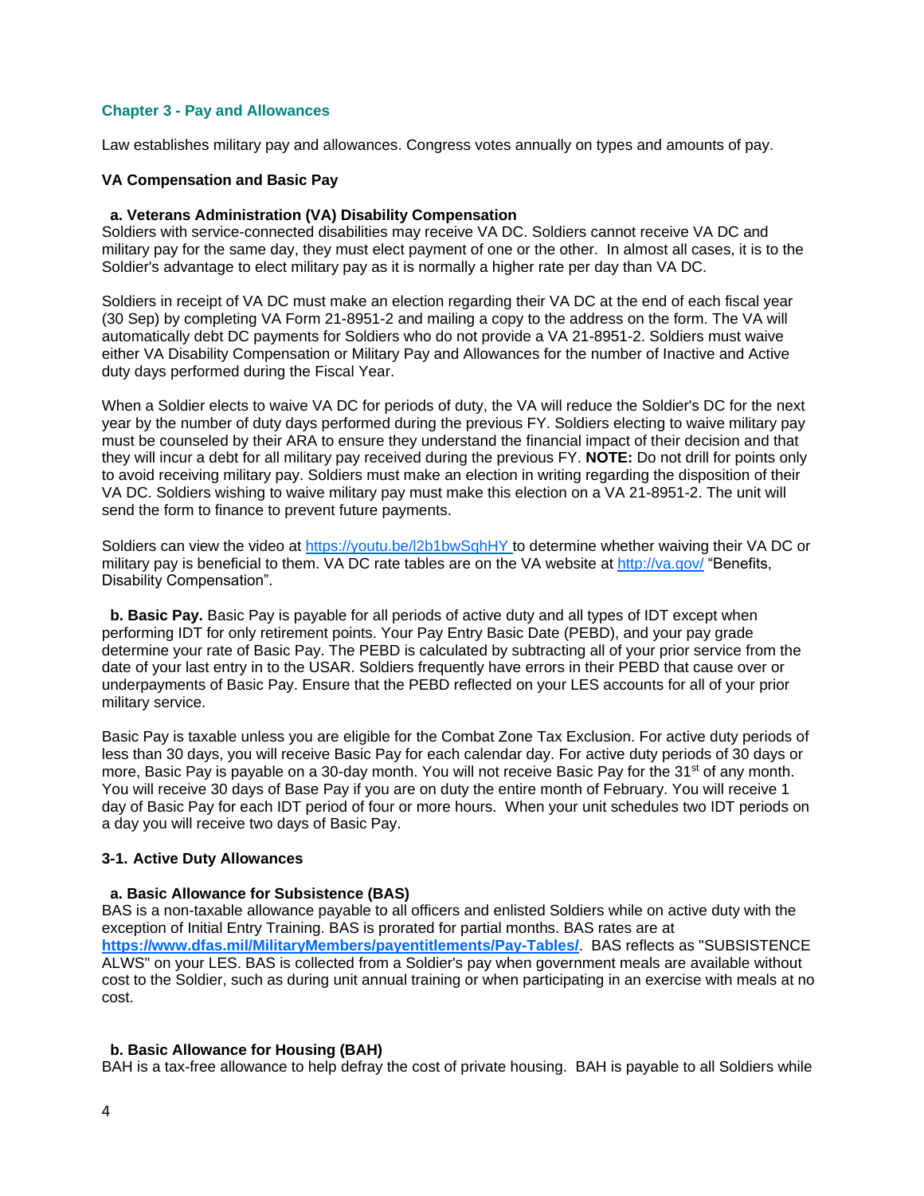## Chapter 3 - Pay and Allowances

Law establishes military pay and allowances. Congress votes annually on types and amounts of pay.

### VA Compensation and Basic Pay

**a. Veterans Administration (VA) Disability Compensation**

Soldiers with service-connected disabilities may receive VA DC. Soldiers cannot receive VA DC and military pay for the same day, they must elect payment of one or the other. In almost all cases, it is to the Soldier's advantage to elect military pay as it is normally a higher rate per day than VA DC.

Soldiers in receipt of VA DC must make an election regarding their VA DC at the end of each fiscal year (30 Sep) by completing VA Form 21-8951-2 and mailing a copy to the address on the form. The VA will automatically debt DC payments for Soldiers who do not provide a VA 21-8951-2. Soldiers must waive either VA Disability Compensation or Military Pay and Allowances for the number of Inactive and Active duty days performed during the Fiscal Year.

When a Soldier elects to waive VA DC for periods of duty, the VA will reduce the Soldier's DC for the next year by the number of duty days performed during the previous FY. Soldiers electing to waive military pay must be counseled by their ARA to ensure they understand the financial impact of their decision and that they will incur a debt for all military pay received during the previous FY. **NOTE:** Do not drill for points only to avoid receiving military pay. Soldiers must make an election in writing regarding the disposition of their VA DC. Soldiers wishing to waive military pay must make this election on a VA 21-8951-2. The unit will send the form to finance to prevent future payments.

Soldiers can view the video at https://youtu.be/l2b1bwSqhHY to determine whether waiving their VA DC or military pay is beneficial to them. VA DC rate tables are on the VA website at http://va.gov/ "Benefits, Disability Compensation".

**b. Basic Pay.** Basic Pay is payable for all periods of active duty and all types of IDT except when performing IDT for only retirement points. Your Pay Entry Basic Date (PEBD), and your pay grade determine your rate of Basic Pay. The PEBD is calculated by subtracting all of your prior service from the date of your last entry in to the USAR. Soldiers frequently have errors in their PEBD that cause over or underpayments of Basic Pay. Ensure that the PEBD reflected on your LES accounts for all of your prior military service.

Basic Pay is taxable unless you are eligible for the Combat Zone Tax Exclusion. For active duty periods of less than 30 days, you will receive Basic Pay for each calendar day. For active duty periods of 30 days or more, Basic Pay is payable on a 30-day month. You will not receive Basic Pay for the 31st of any month. You will receive 30 days of Base Pay if you are on duty the entire month of February. You will receive 1 day of Basic Pay for each IDT period of four or more hours. When your unit schedules two IDT periods on a day you will receive two days of Basic Pay.

### 3-1. Active Duty Allowances

**a. Basic Allowance for Subsistence (BAS)**

BAS is a non-taxable allowance payable to all officers and enlisted Soldiers while on active duty with the exception of Initial Entry Training. BAS is prorated for partial months. BAS rates are at **https://www.dfas.mil/MilitaryMembers/payentitlements/Pay-Tables/**. BAS reflects as "SUBSISTENCE ALWS" on your LES. BAS is collected from a Soldier's pay when government meals are available without cost to the Soldier, such as during unit annual training or when participating in an exercise with meals at no cost.

**b. Basic Allowance for Housing (BAH)**

BAH is a tax-free allowance to help defray the cost of private housing. BAH is payable to all Soldiers while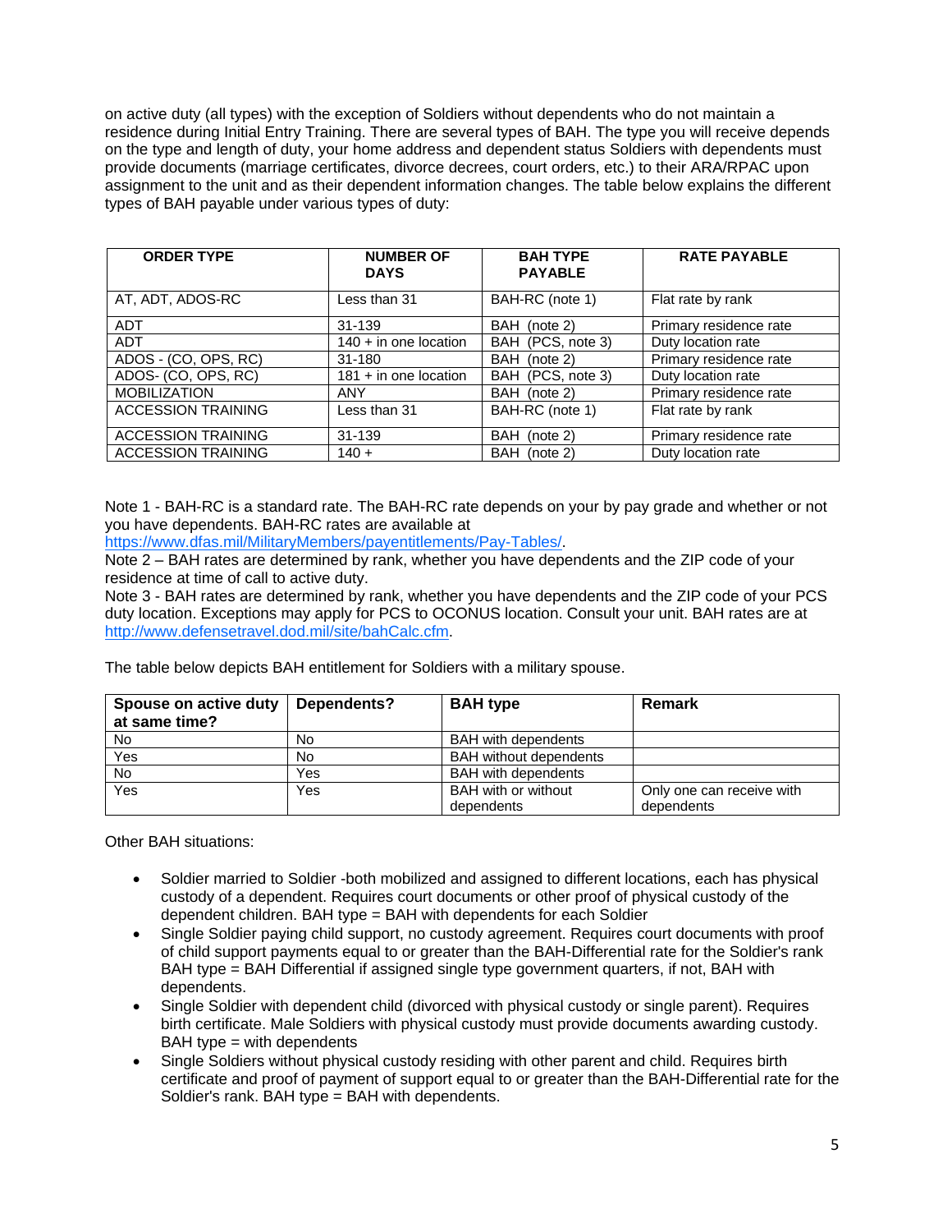on active duty (all types) with the exception of Soldiers without dependents who do not maintain a residence during Initial Entry Training. There are several types of BAH. The type you will receive depends on the type and length of duty, your home address and dependent status Soldiers with dependents must provide documents (marriage certificates, divorce decrees, court orders, etc.) to their ARA/RPAC upon assignment to the unit and as their dependent information changes. The table below explains the different types of BAH payable under various types of duty:

| ORDER TYPE | NUMBER OF DAYS | BAH TYPE PAYABLE | RATE PAYABLE |
|---|---|---|---|
| AT, ADT, ADOS-RC | Less than 31 | BAH-RC (note 1) | Flat rate by rank |
| ADT | 31-139 | BAH (note 2) | Primary residence rate |
| ADT | 140 + in one location | BAH (PCS, note 3) | Duty location rate |
| ADOS - (CO, OPS, RC) | 31-180 | BAH (note 2) | Primary residence rate |
| ADOS- (CO, OPS, RC) | 181 + in one location | BAH (PCS, note 3) | Duty location rate |
| MOBILIZATION | ANY | BAH (note 2) | Primary residence rate |
| ACCESSION TRAINING | Less than 31 | BAH-RC (note 1) | Flat rate by rank |
| ACCESSION TRAINING | 31-139 | BAH (note 2) | Primary residence rate |
| ACCESSION TRAINING | 140 + | BAH (note 2) | Duty location rate |

Note 1 - BAH-RC is a standard rate. The BAH-RC rate depends on your by pay grade and whether or not you have dependents. BAH-RC rates are available at https://www.dfas.mil/MilitaryMembers/payentitlements/Pay-Tables/.
Note 2 – BAH rates are determined by rank, whether you have dependents and the ZIP code of your residence at time of call to active duty.
Note 3 - BAH rates are determined by rank, whether you have dependents and the ZIP code of your PCS duty location. Exceptions may apply for PCS to OCONUS location. Consult your unit. BAH rates are at http://www.defensetravel.dod.mil/site/bahCalc.cfm.

The table below depicts BAH entitlement for Soldiers with a military spouse.

| Spouse on active duty at same time? | Dependents? | BAH type | Remark |
|---|---|---|---|
| No | No | BAH with dependents | |
| Yes | No | BAH without dependents | |
| No | Yes | BAH with dependents | |
| Yes | Yes | BAH with or without dependents | Only one can receive with dependents |

Other BAH situations:

- Soldier married to Soldier -both mobilized and assigned to different locations, each has physical custody of a dependent. Requires court documents or other proof of physical custody of the dependent children. BAH type = BAH with dependents for each Soldier
- Single Soldier paying child support, no custody agreement. Requires court documents with proof of child support payments equal to or greater than the BAH-Differential rate for the Soldier's rank BAH type = BAH Differential if assigned single type government quarters, if not, BAH with dependents.
- Single Soldier with dependent child (divorced with physical custody or single parent). Requires birth certificate. Male Soldiers with physical custody must provide documents awarding custody. BAH type = with dependents
- Single Soldiers without physical custody residing with other parent and child. Requires birth certificate and proof of payment of support equal to or greater than the BAH-Differential rate for the Soldier's rank. BAH type = BAH with dependents.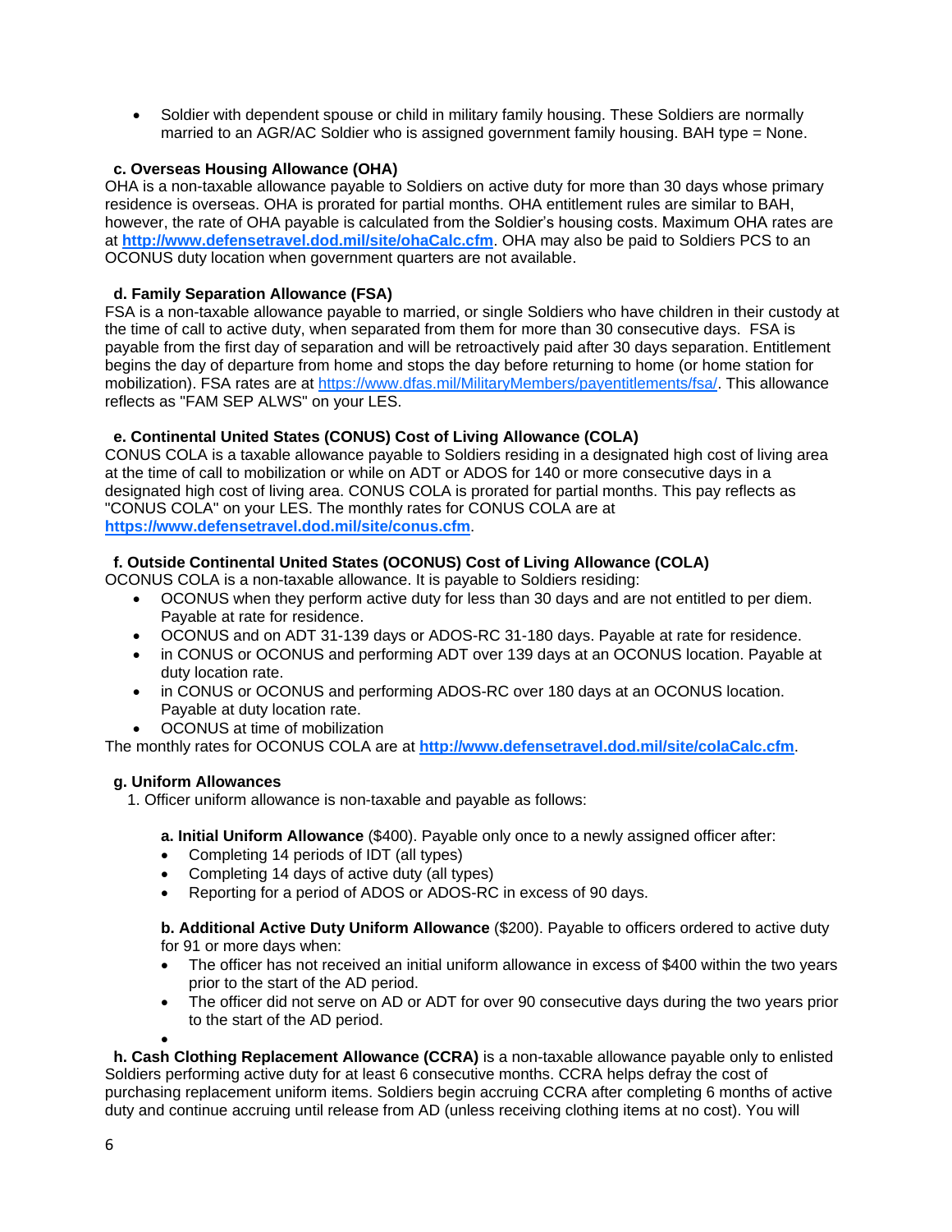- Soldier with dependent spouse or child in military family housing. These Soldiers are normally married to an AGR/AC Soldier who is assigned government family housing. BAH type = None.

**c. Overseas Housing Allowance (OHA)**

OHA is a non-taxable allowance payable to Soldiers on active duty for more than 30 days whose primary residence is overseas. OHA is prorated for partial months. OHA entitlement rules are similar to BAH, however, the rate of OHA payable is calculated from the Soldier's housing costs. Maximum OHA rates are at **http://www.defensetravel.dod.mil/site/ohaCalc.cfm**. OHA may also be paid to Soldiers PCS to an OCONUS duty location when government quarters are not available.

**d. Family Separation Allowance (FSA)**

FSA is a non-taxable allowance payable to married, or single Soldiers who have children in their custody at the time of call to active duty, when separated from them for more than 30 consecutive days. FSA is payable from the first day of separation and will be retroactively paid after 30 days separation. Entitlement begins the day of departure from home and stops the day before returning to home (or home station for mobilization). FSA rates are at https://www.dfas.mil/MilitaryMembers/payentitlements/fsa/. This allowance reflects as "FAM SEP ALWS" on your LES.

**e. Continental United States (CONUS) Cost of Living Allowance (COLA)**

CONUS COLA is a taxable allowance payable to Soldiers residing in a designated high cost of living area at the time of call to mobilization or while on ADT or ADOS for 140 or more consecutive days in a designated high cost of living area. CONUS COLA is prorated for partial months. This pay reflects as "CONUS COLA" on your LES. The monthly rates for CONUS COLA are at **https://www.defensetravel.dod.mil/site/conus.cfm**.

**f. Outside Continental United States (OCONUS) Cost of Living Allowance (COLA)**

OCONUS COLA is a non-taxable allowance. It is payable to Soldiers residing:

- OCONUS when they perform active duty for less than 30 days and are not entitled to per diem. Payable at rate for residence.
- OCONUS and on ADT 31-139 days or ADOS-RC 31-180 days. Payable at rate for residence.
- in CONUS or OCONUS and performing ADT over 139 days at an OCONUS location. Payable at duty location rate.
- in CONUS or OCONUS and performing ADOS-RC over 180 days at an OCONUS location. Payable at duty location rate.
- OCONUS at time of mobilization

The monthly rates for OCONUS COLA are at **http://www.defensetravel.dod.mil/site/colaCalc.cfm**.

**g. Uniform Allowances**

1. Officer uniform allowance is non-taxable and payable as follows:

**a. Initial Uniform Allowance** ($400). Payable only once to a newly assigned officer after:

- Completing 14 periods of IDT (all types)
- Completing 14 days of active duty (all types)
- Reporting for a period of ADOS or ADOS-RC in excess of 90 days.

**b. Additional Active Duty Uniform Allowance** ($200). Payable to officers ordered to active duty for 91 or more days when:

- The officer has not received an initial uniform allowance in excess of $400 within the two years prior to the start of the AD period.
- The officer did not serve on AD or ADT for over 90 consecutive days during the two years prior to the start of the AD period.

**h. Cash Clothing Replacement Allowance (CCRA)** is a non-taxable allowance payable only to enlisted Soldiers performing active duty for at least 6 consecutive months. CCRA helps defray the cost of purchasing replacement uniform items. Soldiers begin accruing CCRA after completing 6 months of active duty and continue accruing until release from AD (unless receiving clothing items at no cost). You will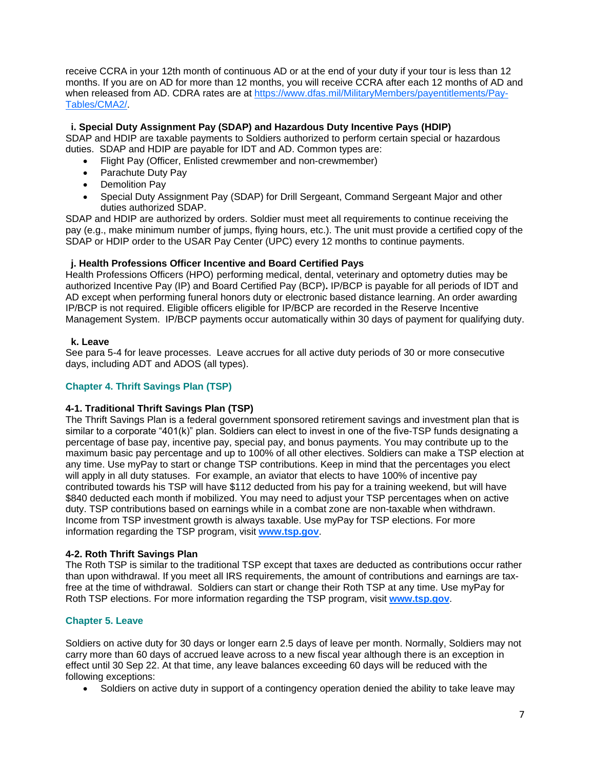receive CCRA in your 12th month of continuous AD or at the end of your duty if your tour is less than 12 months. If you are on AD for more than 12 months, you will receive CCRA after each 12 months of AD and when released from AD. CDRA rates are at https://www.dfas.mil/MilitaryMembers/payentitlements/Pay-Tables/CMA2/.

**i. Special Duty Assignment Pay (SDAP) and Hazardous Duty Incentive Pays (HDIP)**

SDAP and HDIP are taxable payments to Soldiers authorized to perform certain special or hazardous duties. SDAP and HDIP are payable for IDT and AD. Common types are:

- Flight Pay (Officer, Enlisted crewmember and non-crewmember)
- Parachute Duty Pay
- Demolition Pay
- Special Duty Assignment Pay (SDAP) for Drill Sergeant, Command Sergeant Major and other duties authorized SDAP.

SDAP and HDIP are authorized by orders. Soldier must meet all requirements to continue receiving the pay (e.g., make minimum number of jumps, flying hours, etc.). The unit must provide a certified copy of the SDAP or HDIP order to the USAR Pay Center (UPC) every 12 months to continue payments.

**j. Health Professions Officer Incentive and Board Certified Pays**

Health Professions Officers (HPO) performing medical, dental, veterinary and optometry duties may be authorized Incentive Pay (IP) and Board Certified Pay (BCP)**.** IP/BCP is payable for all periods of IDT and AD except when performing funeral honors duty or electronic based distance learning. An order awarding IP/BCP is not required. Eligible officers eligible for IP/BCP are recorded in the Reserve Incentive Management System. IP/BCP payments occur automatically within 30 days of payment for qualifying duty.

**k. Leave**

See para 5-4 for leave processes. Leave accrues for all active duty periods of 30 or more consecutive days, including ADT and ADOS (all types).

## Chapter 4. Thrift Savings Plan (TSP)

### 4-1. Traditional Thrift Savings Plan (TSP)

The Thrift Savings Plan is a federal government sponsored retirement savings and investment plan that is similar to a corporate "401(k)" plan. Soldiers can elect to invest in one of the five-TSP funds designating a percentage of base pay, incentive pay, special pay, and bonus payments. You may contribute up to the maximum basic pay percentage and up to 100% of all other electives. Soldiers can make a TSP election at any time. Use myPay to start or change TSP contributions. Keep in mind that the percentages you elect will apply in all duty statuses. For example, an aviator that elects to have 100% of incentive pay contributed towards his TSP will have $112 deducted from his pay for a training weekend, but will have $840 deducted each month if mobilized. You may need to adjust your TSP percentages when on active duty. TSP contributions based on earnings while in a combat zone are non-taxable when withdrawn. Income from TSP investment growth is always taxable. Use myPay for TSP elections. For more information regarding the TSP program, visit **www.tsp.gov**.

### 4-2. Roth Thrift Savings Plan

The Roth TSP is similar to the traditional TSP except that taxes are deducted as contributions occur rather than upon withdrawal. If you meet all IRS requirements, the amount of contributions and earnings are tax-free at the time of withdrawal. Soldiers can start or change their Roth TSP at any time. Use myPay for Roth TSP elections. For more information regarding the TSP program, visit **www.tsp.gov**.

## Chapter 5. Leave

Soldiers on active duty for 30 days or longer earn 2.5 days of leave per month. Normally, Soldiers may not carry more than 60 days of accrued leave across to a new fiscal year although there is an exception in effect until 30 Sep 22. At that time, any leave balances exceeding 60 days will be reduced with the following exceptions:

- Soldiers on active duty in support of a contingency operation denied the ability to take leave may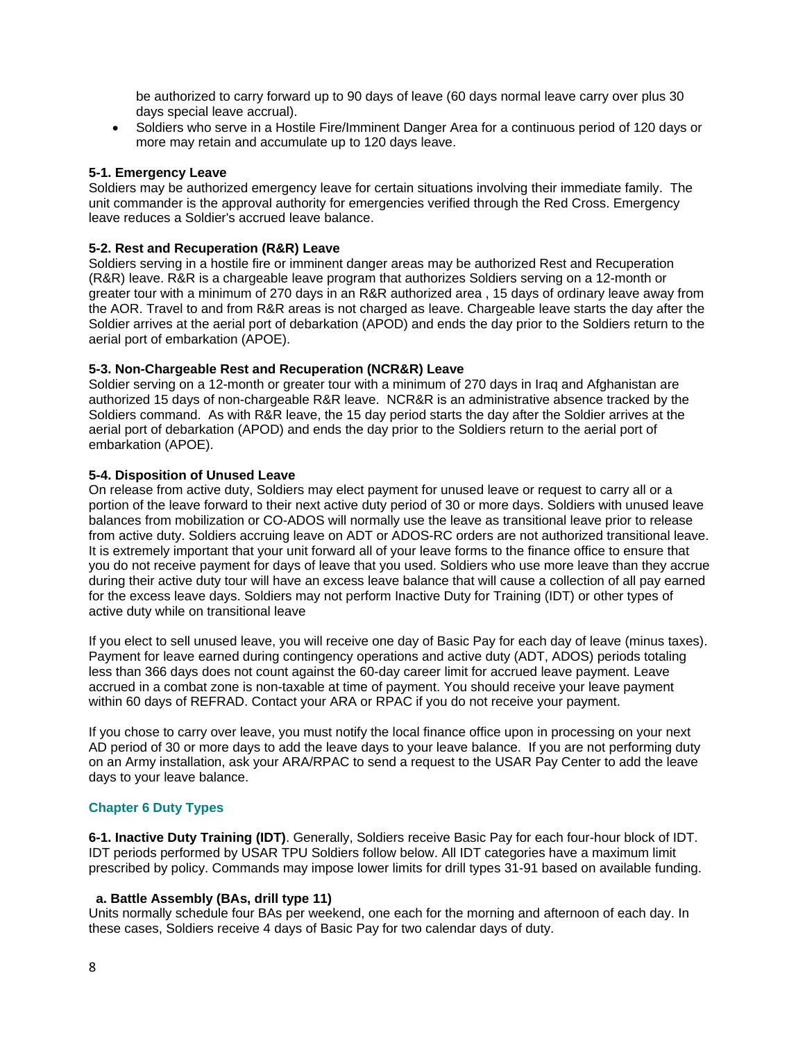be authorized to carry forward up to 90 days of leave (60 days normal leave carry over plus 30 days special leave accrual).

- Soldiers who serve in a Hostile Fire/Imminent Danger Area for a continuous period of 120 days or more may retain and accumulate up to 120 days leave.

**5-1. Emergency Leave**
Soldiers may be authorized emergency leave for certain situations involving their immediate family. The unit commander is the approval authority for emergencies verified through the Red Cross. Emergency leave reduces a Soldier's accrued leave balance.

**5-2. Rest and Recuperation (R&R) Leave**
Soldiers serving in a hostile fire or imminent danger areas may be authorized Rest and Recuperation (R&R) leave. R&R is a chargeable leave program that authorizes Soldiers serving on a 12-month or greater tour with a minimum of 270 days in an R&R authorized area , 15 days of ordinary leave away from the AOR. Travel to and from R&R areas is not charged as leave. Chargeable leave starts the day after the Soldier arrives at the aerial port of debarkation (APOD) and ends the day prior to the Soldiers return to the aerial port of embarkation (APOE).

**5-3. Non-Chargeable Rest and Recuperation (NCR&R) Leave**
Soldier serving on a 12-month or greater tour with a minimum of 270 days in Iraq and Afghanistan are authorized 15 days of non-chargeable R&R leave. NCR&R is an administrative absence tracked by the Soldiers command. As with R&R leave, the 15 day period starts the day after the Soldier arrives at the aerial port of debarkation (APOD) and ends the day prior to the Soldiers return to the aerial port of embarkation (APOE).

**5-4. Disposition of Unused Leave**
On release from active duty, Soldiers may elect payment for unused leave or request to carry all or a portion of the leave forward to their next active duty period of 30 or more days. Soldiers with unused leave balances from mobilization or CO-ADOS will normally use the leave as transitional leave prior to release from active duty. Soldiers accruing leave on ADT or ADOS-RC orders are not authorized transitional leave. It is extremely important that your unit forward all of your leave forms to the finance office to ensure that you do not receive payment for days of leave that you used. Soldiers who use more leave than they accrue during their active duty tour will have an excess leave balance that will cause a collection of all pay earned for the excess leave days. Soldiers may not perform Inactive Duty for Training (IDT) or other types of active duty while on transitional leave

If you elect to sell unused leave, you will receive one day of Basic Pay for each day of leave (minus taxes). Payment for leave earned during contingency operations and active duty (ADT, ADOS) periods totaling less than 366 days does not count against the 60-day career limit for accrued leave payment. Leave accrued in a combat zone is non-taxable at time of payment. You should receive your leave payment within 60 days of REFRAD. Contact your ARA or RPAC if you do not receive your payment.

If you chose to carry over leave, you must notify the local finance office upon in processing on your next AD period of 30 or more days to add the leave days to your leave balance. If you are not performing duty on an Army installation, ask your ARA/RPAC to send a request to the USAR Pay Center to add the leave days to your leave balance.

## Chapter 6 Duty Types

**6-1. Inactive Duty Training (IDT)**. Generally, Soldiers receive Basic Pay for each four-hour block of IDT. IDT periods performed by USAR TPU Soldiers follow below. All IDT categories have a maximum limit prescribed by policy. Commands may impose lower limits for drill types 31-91 based on available funding.

**a. Battle Assembly (BAs, drill type 11)**
Units normally schedule four BAs per weekend, one each for the morning and afternoon of each day. In these cases, Soldiers receive 4 days of Basic Pay for two calendar days of duty.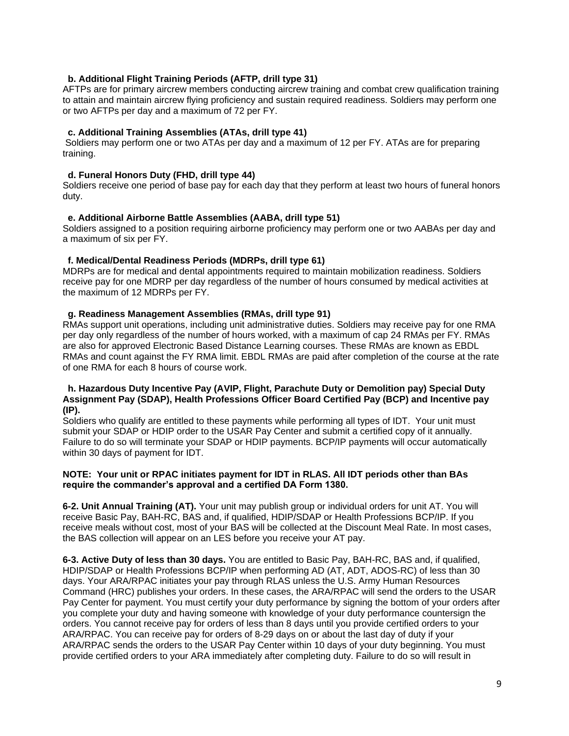**b. Additional Flight Training Periods (AFTP, drill type 31)**

AFTPs are for primary aircrew members conducting aircrew training and combat crew qualification training to attain and maintain aircrew flying proficiency and sustain required readiness. Soldiers may perform one or two AFTPs per day and a maximum of 72 per FY.

**c. Additional Training Assemblies (ATAs, drill type 41)**

Soldiers may perform one or two ATAs per day and a maximum of 12 per FY. ATAs are for preparing training.

**d. Funeral Honors Duty (FHD, drill type 44)**

Soldiers receive one period of base pay for each day that they perform at least two hours of funeral honors duty.

**e. Additional Airborne Battle Assemblies (AABA, drill type 51)**

Soldiers assigned to a position requiring airborne proficiency may perform one or two AABAs per day and a maximum of six per FY.

**f. Medical/Dental Readiness Periods (MDRPs, drill type 61)**

MDRPs are for medical and dental appointments required to maintain mobilization readiness. Soldiers receive pay for one MDRP per day regardless of the number of hours consumed by medical activities at the maximum of 12 MDRPs per FY.

**g. Readiness Management Assemblies (RMAs, drill type 91)**

RMAs support unit operations, including unit administrative duties. Soldiers may receive pay for one RMA per day only regardless of the number of hours worked, with a maximum of cap 24 RMAs per FY. RMAs are also for approved Electronic Based Distance Learning courses. These RMAs are known as EBDL RMAs and count against the FY RMA limit. EBDL RMAs are paid after completion of the course at the rate of one RMA for each 8 hours of course work.

**h. Hazardous Duty Incentive Pay (AVIP, Flight, Parachute Duty or Demolition pay) Special Duty Assignment Pay (SDAP), Health Professions Officer Board Certified Pay (BCP) and Incentive pay (IP).**

Soldiers who qualify are entitled to these payments while performing all types of IDT. Your unit must submit your SDAP or HDIP order to the USAR Pay Center and submit a certified copy of it annually. Failure to do so will terminate your SDAP or HDIP payments. BCP/IP payments will occur automatically within 30 days of payment for IDT.

**NOTE: Your unit or RPAC initiates payment for IDT in RLAS. All IDT periods other than BAs require the commander's approval and a certified DA Form 1380.**

**6-2. Unit Annual Training (AT).** Your unit may publish group or individual orders for unit AT. You will receive Basic Pay, BAH-RC, BAS and, if qualified, HDIP/SDAP or Health Professions BCP/IP. If you receive meals without cost, most of your BAS will be collected at the Discount Meal Rate. In most cases, the BAS collection will appear on an LES before you receive your AT pay.

**6-3. Active Duty of less than 30 days.** You are entitled to Basic Pay, BAH-RC, BAS and, if qualified, HDIP/SDAP or Health Professions BCP/IP when performing AD (AT, ADT, ADOS-RC) of less than 30 days. Your ARA/RPAC initiates your pay through RLAS unless the U.S. Army Human Resources Command (HRC) publishes your orders. In these cases, the ARA/RPAC will send the orders to the USAR Pay Center for payment. You must certify your duty performance by signing the bottom of your orders after you complete your duty and having someone with knowledge of your duty performance countersign the orders. You cannot receive pay for orders of less than 8 days until you provide certified orders to your ARA/RPAC. You can receive pay for orders of 8-29 days on or about the last day of duty if your ARA/RPAC sends the orders to the USAR Pay Center within 10 days of your duty beginning. You must provide certified orders to your ARA immediately after completing duty. Failure to do so will result in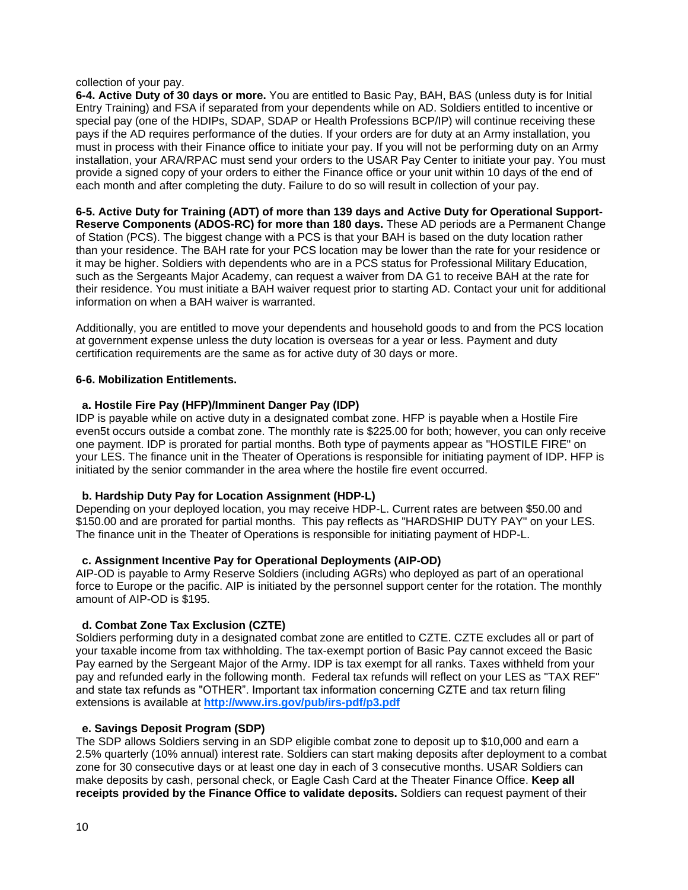collection of your pay.

**6-4. Active Duty of 30 days or more.** You are entitled to Basic Pay, BAH, BAS (unless duty is for Initial Entry Training) and FSA if separated from your dependents while on AD. Soldiers entitled to incentive or special pay (one of the HDIPs, SDAP, SDAP or Health Professions BCP/IP) will continue receiving these pays if the AD requires performance of the duties. If your orders are for duty at an Army installation, you must in process with their Finance office to initiate your pay. If you will not be performing duty on an Army installation, your ARA/RPAC must send your orders to the USAR Pay Center to initiate your pay. You must provide a signed copy of your orders to either the Finance office or your unit within 10 days of the end of each month and after completing the duty. Failure to do so will result in collection of your pay.

**6-5. Active Duty for Training (ADT) of more than 139 days and Active Duty for Operational Support-Reserve Components (ADOS-RC) for more than 180 days.** These AD periods are a Permanent Change of Station (PCS). The biggest change with a PCS is that your BAH is based on the duty location rather than your residence. The BAH rate for your PCS location may be lower than the rate for your residence or it may be higher. Soldiers with dependents who are in a PCS status for Professional Military Education, such as the Sergeants Major Academy, can request a waiver from DA G1 to receive BAH at the rate for their residence. You must initiate a BAH waiver request prior to starting AD. Contact your unit for additional information on when a BAH waiver is warranted.

Additionally, you are entitled to move your dependents and household goods to and from the PCS location at government expense unless the duty location is overseas for a year or less. Payment and duty certification requirements are the same as for active duty of 30 days or more.

**6-6. Mobilization Entitlements.**

**a. Hostile Fire Pay (HFP)/Imminent Danger Pay (IDP)**

IDP is payable while on active duty in a designated combat zone. HFP is payable when a Hostile Fire even5t occurs outside a combat zone. The monthly rate is $225.00 for both; however, you can only receive one payment. IDP is prorated for partial months. Both type of payments appear as "HOSTILE FIRE" on your LES. The finance unit in the Theater of Operations is responsible for initiating payment of IDP. HFP is initiated by the senior commander in the area where the hostile fire event occurred.

**b. Hardship Duty Pay for Location Assignment (HDP-L)**

Depending on your deployed location, you may receive HDP-L. Current rates are between $50.00 and $150.00 and are prorated for partial months. This pay reflects as "HARDSHIP DUTY PAY" on your LES. The finance unit in the Theater of Operations is responsible for initiating payment of HDP-L.

**c. Assignment Incentive Pay for Operational Deployments (AIP-OD)**

AIP-OD is payable to Army Reserve Soldiers (including AGRs) who deployed as part of an operational force to Europe or the pacific. AIP is initiated by the personnel support center for the rotation. The monthly amount of AIP-OD is $195.

**d. Combat Zone Tax Exclusion (CZTE)**

Soldiers performing duty in a designated combat zone are entitled to CZTE. CZTE excludes all or part of your taxable income from tax withholding. The tax-exempt portion of Basic Pay cannot exceed the Basic Pay earned by the Sergeant Major of the Army. IDP is tax exempt for all ranks. Taxes withheld from your pay and refunded early in the following month. Federal tax refunds will reflect on your LES as "TAX REF" and state tax refunds as "OTHER". Important tax information concerning CZTE and tax return filing extensions is available at **http://www.irs.gov/pub/irs-pdf/p3.pdf**

**e. Savings Deposit Program (SDP)**

The SDP allows Soldiers serving in an SDP eligible combat zone to deposit up to $10,000 and earn a 2.5% quarterly (10% annual) interest rate. Soldiers can start making deposits after deployment to a combat zone for 30 consecutive days or at least one day in each of 3 consecutive months. USAR Soldiers can make deposits by cash, personal check, or Eagle Cash Card at the Theater Finance Office. **Keep all receipts provided by the Finance Office to validate deposits.** Soldiers can request payment of their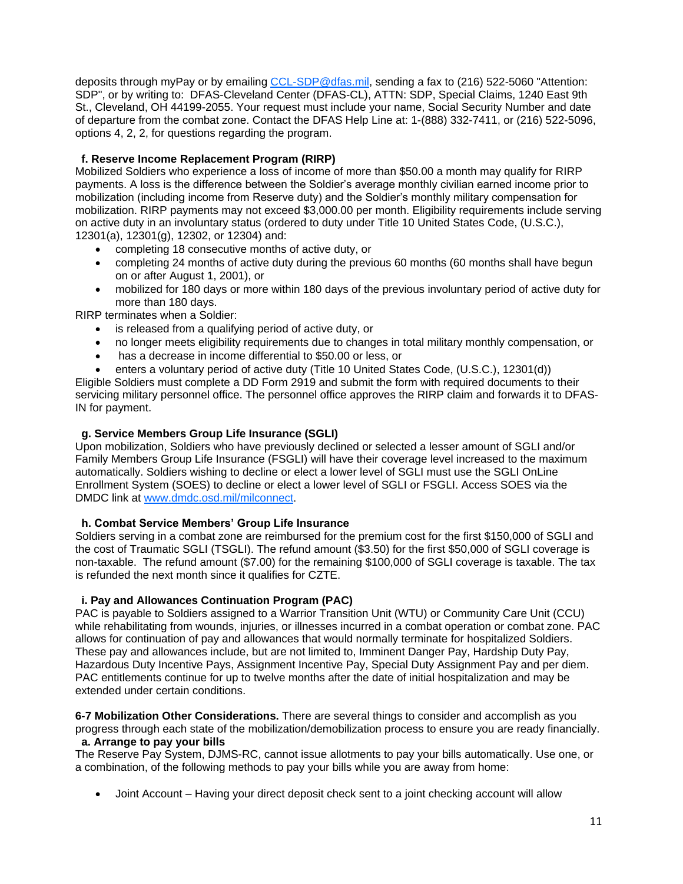deposits through myPay or by emailing CCL-SDP@dfas.mil, sending a fax to (216) 522-5060 "Attention: SDP", or by writing to: DFAS-Cleveland Center (DFAS-CL), ATTN: SDP, Special Claims, 1240 East 9th St., Cleveland, OH 44199-2055. Your request must include your name, Social Security Number and date of departure from the combat zone. Contact the DFAS Help Line at: 1-(888) 332-7411, or (216) 522-5096, options 4, 2, 2, for questions regarding the program.

**f. Reserve Income Replacement Program (RIRP)**

Mobilized Soldiers who experience a loss of income of more than $50.00 a month may qualify for RIRP payments. A loss is the difference between the Soldier's average monthly civilian earned income prior to mobilization (including income from Reserve duty) and the Soldier's monthly military compensation for mobilization. RIRP payments may not exceed $3,000.00 per month. Eligibility requirements include serving on active duty in an involuntary status (ordered to duty under Title 10 United States Code, (U.S.C.), 12301(a), 12301(g), 12302, or 12304) and:

- completing 18 consecutive months of active duty, or
- completing 24 months of active duty during the previous 60 months (60 months shall have begun on or after August 1, 2001), or
- mobilized for 180 days or more within 180 days of the previous involuntary period of active duty for more than 180 days.

RIRP terminates when a Soldier:

- is released from a qualifying period of active duty, or
- no longer meets eligibility requirements due to changes in total military monthly compensation, or
- has a decrease in income differential to $50.00 or less, or
- enters a voluntary period of active duty (Title 10 United States Code, (U.S.C.), 12301(d))

Eligible Soldiers must complete a DD Form 2919 and submit the form with required documents to their servicing military personnel office. The personnel office approves the RIRP claim and forwards it to DFAS-IN for payment.

**g. Service Members Group Life Insurance (SGLI)**

Upon mobilization, Soldiers who have previously declined or selected a lesser amount of SGLI and/or Family Members Group Life Insurance (FSGLI) will have their coverage level increased to the maximum automatically. Soldiers wishing to decline or elect a lower level of SGLI must use the SGLI OnLine Enrollment System (SOES) to decline or elect a lower level of SGLI or FSGLI. Access SOES via the DMDC link at www.dmdc.osd.mil/milconnect.

**h. Combat Service Members' Group Life Insurance**

Soldiers serving in a combat zone are reimbursed for the premium cost for the first $150,000 of SGLI and the cost of Traumatic SGLI (TSGLI). The refund amount ($3.50) for the first $50,000 of SGLI coverage is non-taxable. The refund amount ($7.00) for the remaining $100,000 of SGLI coverage is taxable. The tax is refunded the next month since it qualifies for CZTE.

**i. Pay and Allowances Continuation Program (PAC)**

PAC is payable to Soldiers assigned to a Warrior Transition Unit (WTU) or Community Care Unit (CCU) while rehabilitating from wounds, injuries, or illnesses incurred in a combat operation or combat zone. PAC allows for continuation of pay and allowances that would normally terminate for hospitalized Soldiers. These pay and allowances include, but are not limited to, Imminent Danger Pay, Hardship Duty Pay, Hazardous Duty Incentive Pays, Assignment Incentive Pay, Special Duty Assignment Pay and per diem. PAC entitlements continue for up to twelve months after the date of initial hospitalization and may be extended under certain conditions.

**6-7 Mobilization Other Considerations.** There are several things to consider and accomplish as you progress through each state of the mobilization/demobilization process to ensure you are ready financially.

**a. Arrange to pay your bills**

The Reserve Pay System, DJMS-RC, cannot issue allotments to pay your bills automatically. Use one, or a combination, of the following methods to pay your bills while you are away from home:

- Joint Account – Having your direct deposit check sent to a joint checking account will allow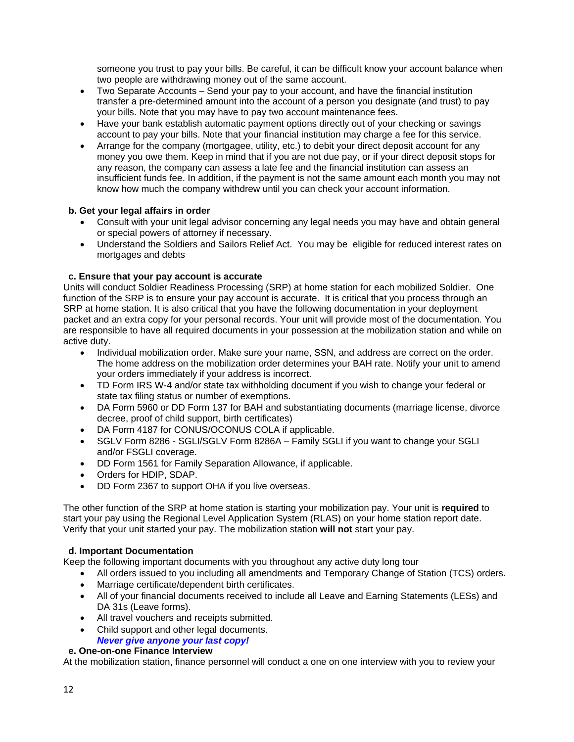someone you trust to pay your bills. Be careful, it can be difficult know your account balance when two people are withdrawing money out of the same account.

- Two Separate Accounts – Send your pay to your account, and have the financial institution transfer a pre-determined amount into the account of a person you designate (and trust) to pay your bills. Note that you may have to pay two account maintenance fees.
- Have your bank establish automatic payment options directly out of your checking or savings account to pay your bills. Note that your financial institution may charge a fee for this service.
- Arrange for the company (mortgagee, utility, etc.) to debit your direct deposit account for any money you owe them. Keep in mind that if you are not due pay, or if your direct deposit stops for any reason, the company can assess a late fee and the financial institution can assess an insufficient funds fee. In addition, if the payment is not the same amount each month you may not know how much the company withdrew until you can check your account information.

**b. Get your legal affairs in order**

- Consult with your unit legal advisor concerning any legal needs you may have and obtain general or special powers of attorney if necessary.
- Understand the Soldiers and Sailors Relief Act. You may be eligible for reduced interest rates on mortgages and debts

**c. Ensure that your pay account is accurate**

Units will conduct Soldier Readiness Processing (SRP) at home station for each mobilized Soldier. One function of the SRP is to ensure your pay account is accurate. It is critical that you process through an SRP at home station. It is also critical that you have the following documentation in your deployment packet and an extra copy for your personal records. Your unit will provide most of the documentation. You are responsible to have all required documents in your possession at the mobilization station and while on active duty.

- Individual mobilization order. Make sure your name, SSN, and address are correct on the order. The home address on the mobilization order determines your BAH rate. Notify your unit to amend your orders immediately if your address is incorrect.
- TD Form IRS W-4 and/or state tax withholding document if you wish to change your federal or state tax filing status or number of exemptions.
- DA Form 5960 or DD Form 137 for BAH and substantiating documents (marriage license, divorce decree, proof of child support, birth certificates)
- DA Form 4187 for CONUS/OCONUS COLA if applicable.
- SGLV Form 8286 - SGLI/SGLV Form 8286A – Family SGLI if you want to change your SGLI and/or FSGLI coverage.
- DD Form 1561 for Family Separation Allowance, if applicable.
- Orders for HDIP, SDAP.
- DD Form 2367 to support OHA if you live overseas.

The other function of the SRP at home station is starting your mobilization pay. Your unit is **required** to start your pay using the Regional Level Application System (RLAS) on your home station report date. Verify that your unit started your pay. The mobilization station **will not** start your pay.

**d. Important Documentation**

Keep the following important documents with you throughout any active duty long tour

- All orders issued to you including all amendments and Temporary Change of Station (TCS) orders.
- Marriage certificate/dependent birth certificates.
- All of your financial documents received to include all Leave and Earning Statements (LESs) and DA 31s (Leave forms).
- All travel vouchers and receipts submitted.
- Child support and other legal documents.

***Never give anyone your last copy!***

**e. One-on-one Finance Interview**

At the mobilization station, finance personnel will conduct a one on one interview with you to review your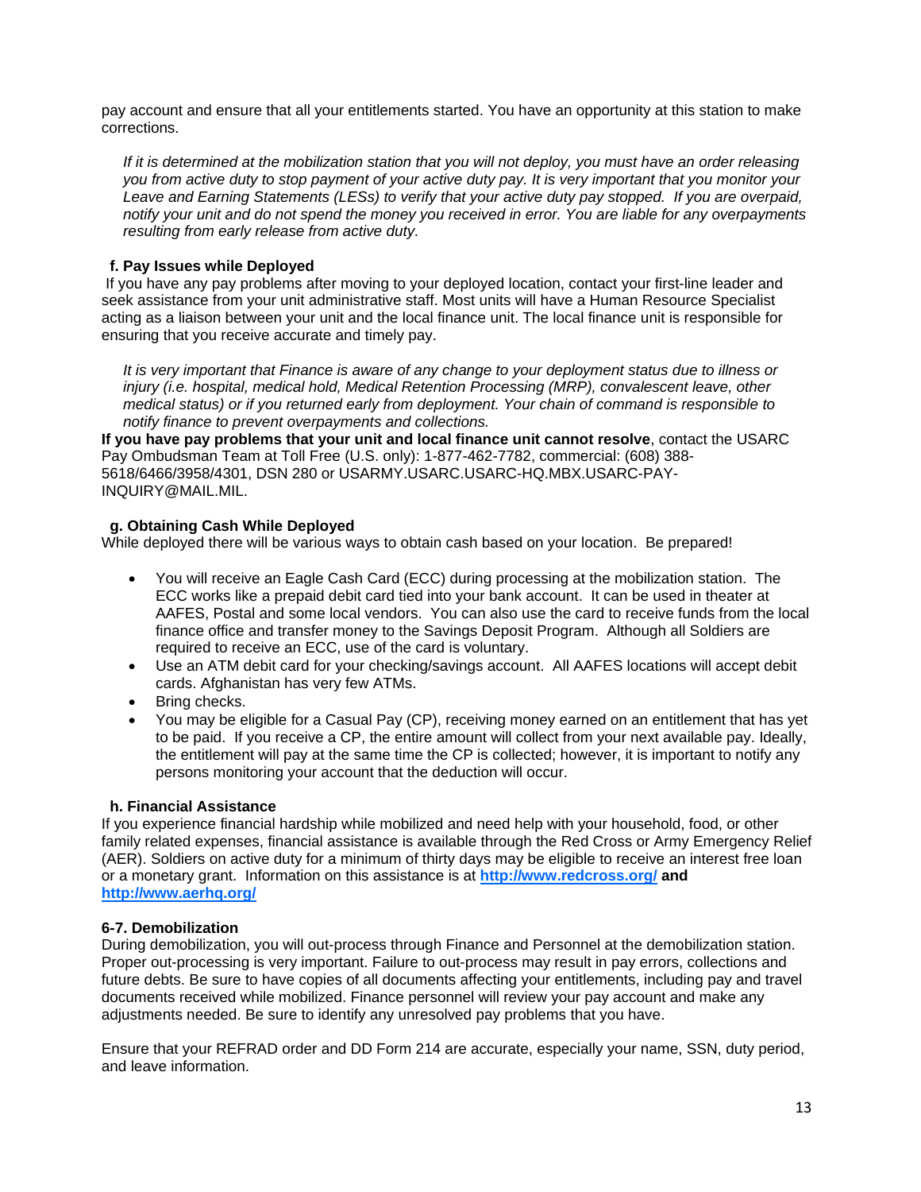pay account and ensure that all your entitlements started. You have an opportunity at this station to make corrections.

*If it is determined at the mobilization station that you will not deploy, you must have an order releasing you from active duty to stop payment of your active duty pay. It is very important that you monitor your Leave and Earning Statements (LESs) to verify that your active duty pay stopped. If you are overpaid, notify your unit and do not spend the money you received in error. You are liable for any overpayments resulting from early release from active duty.*

**f. Pay Issues while Deployed**

If you have any pay problems after moving to your deployed location, contact your first-line leader and seek assistance from your unit administrative staff. Most units will have a Human Resource Specialist acting as a liaison between your unit and the local finance unit. The local finance unit is responsible for ensuring that you receive accurate and timely pay.

*It is very important that Finance is aware of any change to your deployment status due to illness or injury (i.e. hospital, medical hold, Medical Retention Processing (MRP), convalescent leave, other medical status) or if you returned early from deployment. Your chain of command is responsible to notify finance to prevent overpayments and collections.*

**If you have pay problems that your unit and local finance unit cannot resolve**, contact the USARC Pay Ombudsman Team at Toll Free (U.S. only): 1-877-462-7782, commercial: (608) 388-5618/6466/3958/4301, DSN 280 or USARMY.USARC.USARC-HQ.MBX.USARC-PAY-INQUIRY@MAIL.MIL.

**g. Obtaining Cash While Deployed**

While deployed there will be various ways to obtain cash based on your location. Be prepared!

- You will receive an Eagle Cash Card (ECC) during processing at the mobilization station. The ECC works like a prepaid debit card tied into your bank account. It can be used in theater at AAFES, Postal and some local vendors. You can also use the card to receive funds from the local finance office and transfer money to the Savings Deposit Program. Although all Soldiers are required to receive an ECC, use of the card is voluntary.
- Use an ATM debit card for your checking/savings account. All AAFES locations will accept debit cards. Afghanistan has very few ATMs.
- Bring checks.
- You may be eligible for a Casual Pay (CP), receiving money earned on an entitlement that has yet to be paid. If you receive a CP, the entire amount will collect from your next available pay. Ideally, the entitlement will pay at the same time the CP is collected; however, it is important to notify any persons monitoring your account that the deduction will occur.

**h. Financial Assistance**

If you experience financial hardship while mobilized and need help with your household, food, or other family related expenses, financial assistance is available through the Red Cross or Army Emergency Relief (AER). Soldiers on active duty for a minimum of thirty days may be eligible to receive an interest free loan or a monetary grant. Information on this assistance is at **http://www.redcross.org/ and http://www.aerhq.org/**

**6-7. Demobilization**

During demobilization, you will out-process through Finance and Personnel at the demobilization station. Proper out-processing is very important. Failure to out-process may result in pay errors, collections and future debts. Be sure to have copies of all documents affecting your entitlements, including pay and travel documents received while mobilized. Finance personnel will review your pay account and make any adjustments needed. Be sure to identify any unresolved pay problems that you have.

Ensure that your REFRAD order and DD Form 214 are accurate, especially your name, SSN, duty period, and leave information.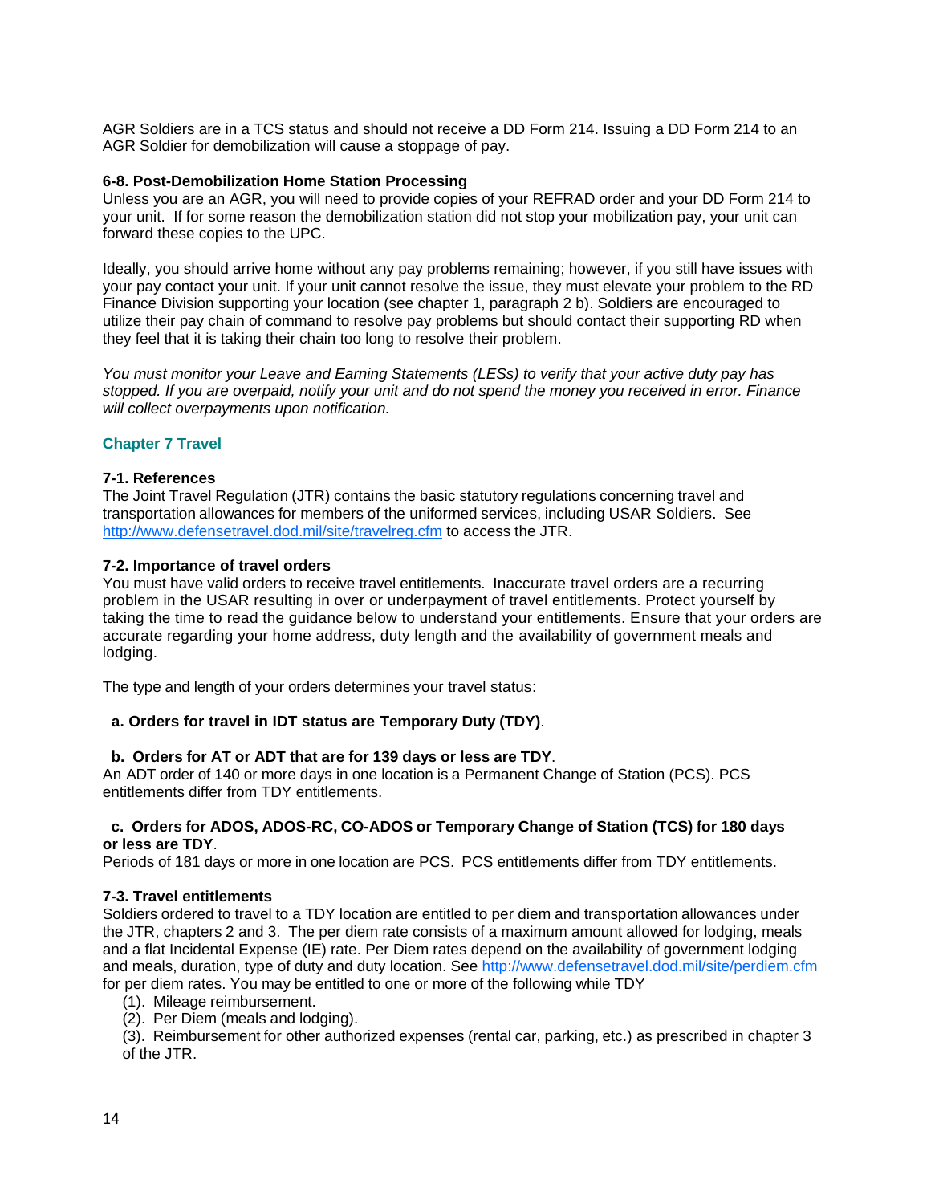AGR Soldiers are in a TCS status and should not receive a DD Form 214. Issuing a DD Form 214 to an AGR Soldier for demobilization will cause a stoppage of pay.

**6-8. Post-Demobilization Home Station Processing**

Unless you are an AGR, you will need to provide copies of your REFRAD order and your DD Form 214 to your unit. If for some reason the demobilization station did not stop your mobilization pay, your unit can forward these copies to the UPC.

Ideally, you should arrive home without any pay problems remaining; however, if you still have issues with your pay contact your unit. If your unit cannot resolve the issue, they must elevate your problem to the RD Finance Division supporting your location (see chapter 1, paragraph 2 b). Soldiers are encouraged to utilize their pay chain of command to resolve pay problems but should contact their supporting RD when they feel that it is taking their chain too long to resolve their problem.

*You must monitor your Leave and Earning Statements (LESs) to verify that your active duty pay has stopped. If you are overpaid, notify your unit and do not spend the money you received in error. Finance will collect overpayments upon notification.*

## Chapter 7 Travel

**7-1. References**

The Joint Travel Regulation (JTR) contains the basic statutory regulations concerning travel and transportation allowances for members of the uniformed services, including USAR Soldiers. See http://www.defensetravel.dod.mil/site/travelreg.cfm to access the JTR.

**7-2. Importance of travel orders**

You must have valid orders to receive travel entitlements. Inaccurate travel orders are a recurring problem in the USAR resulting in over or underpayment of travel entitlements. Protect yourself by taking the time to read the guidance below to understand your entitlements. Ensure that your orders are accurate regarding your home address, duty length and the availability of government meals and lodging.

The type and length of your orders determines your travel status:

**a. Orders for travel in IDT status are Temporary Duty (TDY)**.

**b. Orders for AT or ADT that are for 139 days or less are TDY**.
An ADT order of 140 or more days in one location is a Permanent Change of Station (PCS). PCS entitlements differ from TDY entitlements.

**c. Orders for ADOS, ADOS-RC, CO-ADOS or Temporary Change of Station (TCS) for 180 days or less are TDY**.
Periods of 181 days or more in one location are PCS. PCS entitlements differ from TDY entitlements.

**7-3. Travel entitlements**

Soldiers ordered to travel to a TDY location are entitled to per diem and transportation allowances under the JTR, chapters 2 and 3. The per diem rate consists of a maximum amount allowed for lodging, meals and a flat Incidental Expense (IE) rate. Per Diem rates depend on the availability of government lodging and meals, duration, type of duty and duty location. See http://www.defensetravel.dod.mil/site/perdiem.cfm for per diem rates. You may be entitled to one or more of the following while TDY

(1). Mileage reimbursement.
(2). Per Diem (meals and lodging).
(3). Reimbursement for other authorized expenses (rental car, parking, etc.) as prescribed in chapter 3 of the JTR.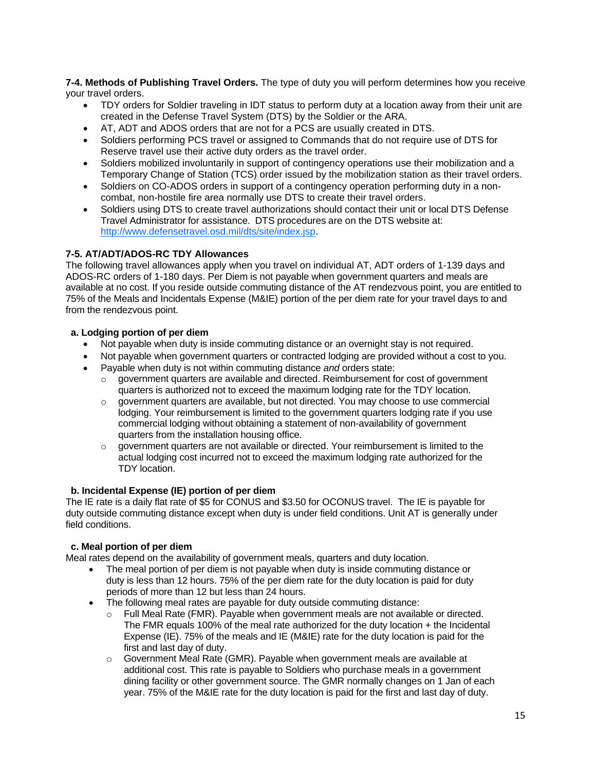**7-4. Methods of Publishing Travel Orders.** The type of duty you will perform determines how you receive your travel orders.

- TDY orders for Soldier traveling in IDT status to perform duty at a location away from their unit are created in the Defense Travel System (DTS) by the Soldier or the ARA.
- AT, ADT and ADOS orders that are not for a PCS are usually created in DTS.
- Soldiers performing PCS travel or assigned to Commands that do not require use of DTS for Reserve travel use their active duty orders as the travel order.
- Soldiers mobilized involuntarily in support of contingency operations use their mobilization and a Temporary Change of Station (TCS) order issued by the mobilization station as their travel orders.
- Soldiers on CO-ADOS orders in support of a contingency operation performing duty in a non-combat, non-hostile fire area normally use DTS to create their travel orders.
- Soldiers using DTS to create travel authorizations should contact their unit or local DTS Defense Travel Administrator for assistance. DTS procedures are on the DTS website at: [http://www.defensetravel.osd.mil/dts/site/index.jsp](http://www.defensetravel.osd.mil/dts/site/index.jsp).

**7-5. AT/ADT/ADOS-RC TDY Allowances**

The following travel allowances apply when you travel on individual AT, ADT orders of 1-139 days and ADOS-RC orders of 1-180 days. Per Diem is not payable when government quarters and meals are available at no cost. If you reside outside commuting distance of the AT rendezvous point, you are entitled to 75% of the Meals and Incidentals Expense (M&IE) portion of the per diem rate for your travel days to and from the rendezvous point.

**a. Lodging portion of per diem**

- Not payable when duty is inside commuting distance or an overnight stay is not required.
- Not payable when government quarters or contracted lodging are provided without a cost to you.
- Payable when duty is not within commuting distance *and* orders state:
  - government quarters are available and directed. Reimbursement for cost of government quarters is authorized not to exceed the maximum lodging rate for the TDY location.
  - government quarters are available, but not directed. You may choose to use commercial lodging. Your reimbursement is limited to the government quarters lodging rate if you use commercial lodging without obtaining a statement of non-availability of government quarters from the installation housing office.
  - government quarters are not available or directed. Your reimbursement is limited to the actual lodging cost incurred not to exceed the maximum lodging rate authorized for the TDY location.

**b. Incidental Expense (IE) portion of per diem**

The IE rate is a daily flat rate of $5 for CONUS and $3.50 for OCONUS travel. The IE is payable for duty outside commuting distance except when duty is under field conditions. Unit AT is generally under field conditions.

**c. Meal portion of per diem**

Meal rates depend on the availability of government meals, quarters and duty location.

- The meal portion of per diem is not payable when duty is inside commuting distance or duty is less than 12 hours. 75% of the per diem rate for the duty location is paid for duty periods of more than 12 but less than 24 hours.
- The following meal rates are payable for duty outside commuting distance:
  - Full Meal Rate (FMR). Payable when government meals are not available or directed. The FMR equals 100% of the meal rate authorized for the duty location + the Incidental Expense (IE). 75% of the meals and IE (M&IE) rate for the duty location is paid for the first and last day of duty.
  - Government Meal Rate (GMR). Payable when government meals are available at additional cost. This rate is payable to Soldiers who purchase meals in a government dining facility or other government source. The GMR normally changes on 1 Jan of each year. 75% of the M&IE rate for the duty location is paid for the first and last day of duty.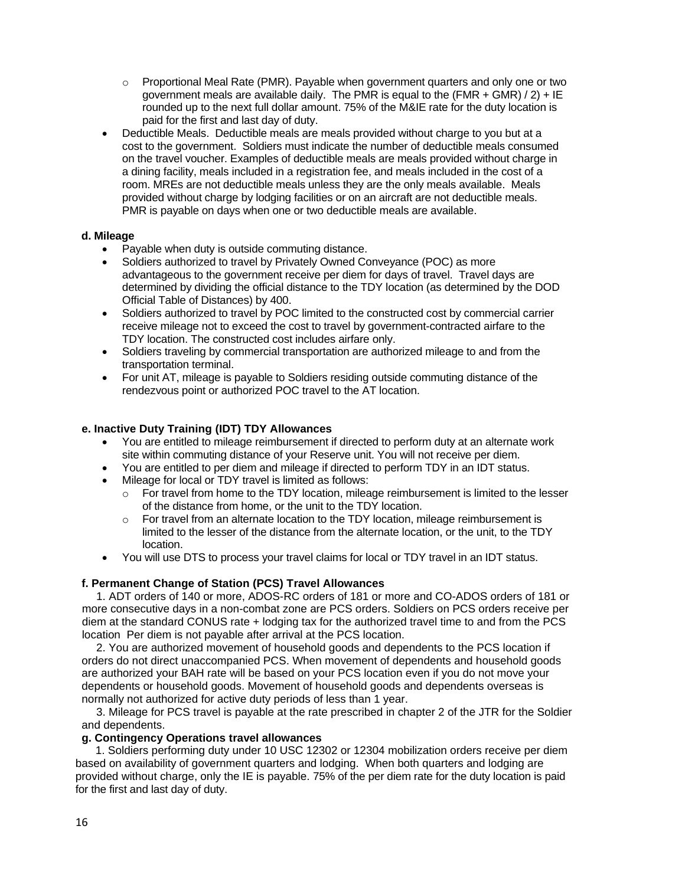- Proportional Meal Rate (PMR). Payable when government quarters and only one or two government meals are available daily. The PMR is equal to the (FMR + GMR) / 2) + IE rounded up to the next full dollar amount. 75% of the M&IE rate for the duty location is paid for the first and last day of duty.

- Deductible Meals. Deductible meals are meals provided without charge to you but at a cost to the government. Soldiers must indicate the number of deductible meals consumed on the travel voucher. Examples of deductible meals are meals provided without charge in a dining facility, meals included in a registration fee, and meals included in the cost of a room. MREs are not deductible meals unless they are the only meals available. Meals provided without charge by lodging facilities or on an aircraft are not deductible meals. PMR is payable on days when one or two deductible meals are available.

**d. Mileage**

- Payable when duty is outside commuting distance.
- Soldiers authorized to travel by Privately Owned Conveyance (POC) as more advantageous to the government receive per diem for days of travel. Travel days are determined by dividing the official distance to the TDY location (as determined by the DOD Official Table of Distances) by 400.
- Soldiers authorized to travel by POC limited to the constructed cost by commercial carrier receive mileage not to exceed the cost to travel by government-contracted airfare to the TDY location. The constructed cost includes airfare only.
- Soldiers traveling by commercial transportation are authorized mileage to and from the transportation terminal.
- For unit AT, mileage is payable to Soldiers residing outside commuting distance of the rendezvous point or authorized POC travel to the AT location.

**e. Inactive Duty Training (IDT) TDY Allowances**

- You are entitled to mileage reimbursement if directed to perform duty at an alternate work site within commuting distance of your Reserve unit. You will not receive per diem.
- You are entitled to per diem and mileage if directed to perform TDY in an IDT status.
- Mileage for local or TDY travel is limited as follows:
  - For travel from home to the TDY location, mileage reimbursement is limited to the lesser of the distance from home, or the unit to the TDY location.
  - For travel from an alternate location to the TDY location, mileage reimbursement is limited to the lesser of the distance from the alternate location, or the unit, to the TDY location.
- You will use DTS to process your travel claims for local or TDY travel in an IDT status.

**f. Permanent Change of Station (PCS) Travel Allowances**

1. ADT orders of 140 or more, ADOS-RC orders of 181 or more and CO-ADOS orders of 181 or more consecutive days in a non-combat zone are PCS orders. Soldiers on PCS orders receive per diem at the standard CONUS rate + lodging tax for the authorized travel time to and from the PCS location Per diem is not payable after arrival at the PCS location.

2. You are authorized movement of household goods and dependents to the PCS location if orders do not direct unaccompanied PCS. When movement of dependents and household goods are authorized your BAH rate will be based on your PCS location even if you do not move your dependents or household goods. Movement of household goods and dependents overseas is normally not authorized for active duty periods of less than 1 year.

3. Mileage for PCS travel is payable at the rate prescribed in chapter 2 of the JTR for the Soldier and dependents.

**g. Contingency Operations travel allowances**

1. Soldiers performing duty under 10 USC 12302 or 12304 mobilization orders receive per diem based on availability of government quarters and lodging. When both quarters and lodging are provided without charge, only the IE is payable. 75% of the per diem rate for the duty location is paid for the first and last day of duty.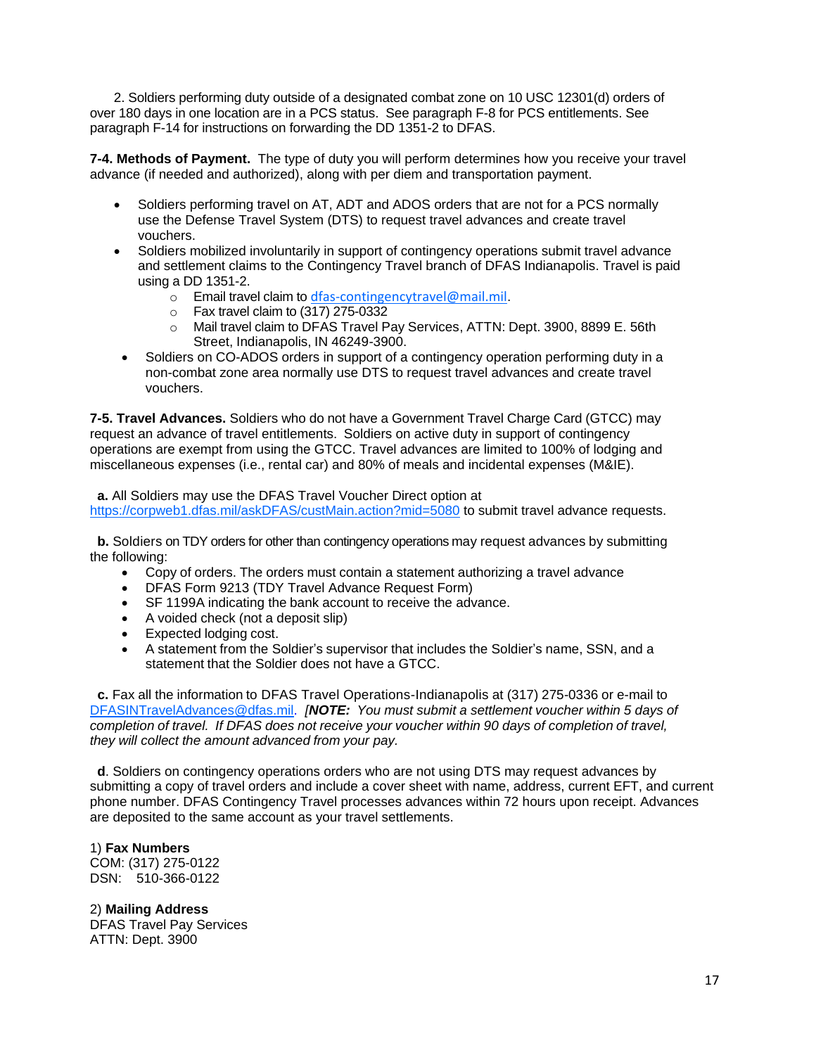2. Soldiers performing duty outside of a designated combat zone on 10 USC 12301(d) orders of over 180 days in one location are in a PCS status. See paragraph F-8 for PCS entitlements. See paragraph F-14 for instructions on forwarding the DD 1351-2 to DFAS.

**7-4. Methods of Payment.** The type of duty you will perform determines how you receive your travel advance (if needed and authorized), along with per diem and transportation payment.

- Soldiers performing travel on AT, ADT and ADOS orders that are not for a PCS normally use the Defense Travel System (DTS) to request travel advances and create travel vouchers.
- Soldiers mobilized involuntarily in support of contingency operations submit travel advance and settlement claims to the Contingency Travel branch of DFAS Indianapolis. Travel is paid using a DD 1351-2.
  - Email travel claim to dfas-contingencytravel@mail.mil.
  - Fax travel claim to (317) 275-0332
  - Mail travel claim to DFAS Travel Pay Services, ATTN: Dept. 3900, 8899 E. 56th Street, Indianapolis, IN 46249-3900.
- Soldiers on CO-ADOS orders in support of a contingency operation performing duty in a non-combat zone area normally use DTS to request travel advances and create travel vouchers.

**7-5. Travel Advances.** Soldiers who do not have a Government Travel Charge Card (GTCC) may request an advance of travel entitlements. Soldiers on active duty in support of contingency operations are exempt from using the GTCC. Travel advances are limited to 100% of lodging and miscellaneous expenses (i.e., rental car) and 80% of meals and incidental expenses (M&IE).

**a.** All Soldiers may use the DFAS Travel Voucher Direct option at https://corpweb1.dfas.mil/askDFAS/custMain.action?mid=5080 to submit travel advance requests.

**b.** Soldiers on TDY orders for other than contingency operations may request advances by submitting the following:

- Copy of orders. The orders must contain a statement authorizing a travel advance
- DFAS Form 9213 (TDY Travel Advance Request Form)
- SF 1199A indicating the bank account to receive the advance.
- A voided check (not a deposit slip)
- Expected lodging cost.
- A statement from the Soldier's supervisor that includes the Soldier's name, SSN, and a statement that the Soldier does not have a GTCC.

**c.** Fax all the information to DFAS Travel Operations-Indianapolis at (317) 275-0336 or e-mail to DFASINTravelAdvances@dfas.mil. *[**NOTE:** You must submit a settlement voucher within 5 days of completion of travel. If DFAS does not receive your voucher within 90 days of completion of travel, they will collect the amount advanced from your pay.*

**d**. Soldiers on contingency operations orders who are not using DTS may request advances by submitting a copy of travel orders and include a cover sheet with name, address, current EFT, and current phone number. DFAS Contingency Travel processes advances within 72 hours upon receipt. Advances are deposited to the same account as your travel settlements.

1) **Fax Numbers**
COM: (317) 275-0122
DSN: 510-366-0122

2) **Mailing Address**
DFAS Travel Pay Services
ATTN: Dept. 3900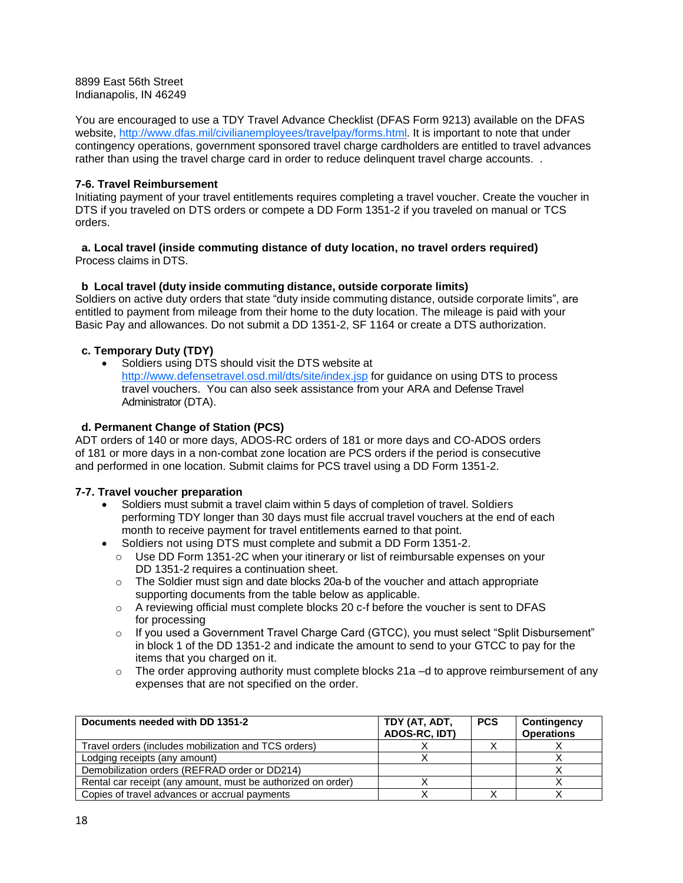8899 East 56th Street
Indianapolis, IN 46249

You are encouraged to use a TDY Travel Advance Checklist (DFAS Form 9213) available on the DFAS website, http://www.dfas.mil/civilianemployees/travelpay/forms.html. It is important to note that under contingency operations, government sponsored travel charge cardholders are entitled to travel advances rather than using the travel charge card in order to reduce delinquent travel charge accounts.  .

**7-6. Travel Reimbursement**

Initiating payment of your travel entitlements requires completing a travel voucher. Create the voucher in DTS if you traveled on DTS orders or compete a DD Form 1351-2 if you traveled on manual or TCS orders.

**a. Local travel (inside commuting distance of duty location, no travel orders required)**

Process claims in DTS.

**b Local travel (duty inside commuting distance, outside corporate limits)**

Soldiers on active duty orders that state "duty inside commuting distance, outside corporate limits", are entitled to payment from mileage from their home to the duty location. The mileage is paid with your Basic Pay and allowances. Do not submit a DD 1351-2, SF 1164 or create a DTS authorization.

**c. Temporary Duty (TDY)**

- Soldiers using DTS should visit the DTS website at http://www.defensetravel.osd.mil/dts/site/index.jsp for guidance on using DTS to process travel vouchers.  You can also seek assistance from your ARA and Defense Travel Administrator (DTA).

**d. Permanent Change of Station (PCS)**

ADT orders of 140 or more days, ADOS-RC orders of 181 or more days and CO-ADOS orders of 181 or more days in a non-combat zone location are PCS orders if the period is consecutive and performed in one location. Submit claims for PCS travel using a DD Form 1351-2.

**7-7. Travel voucher preparation**

- Soldiers must submit a travel claim within 5 days of completion of travel. Soldiers performing TDY longer than 30 days must file accrual travel vouchers at the end of each month to receive payment for travel entitlements earned to that point.
- Soldiers not using DTS must complete and submit a DD Form 1351-2.
  - Use DD Form 1351-2C when your itinerary or list of reimbursable expenses on your DD 1351-2 requires a continuation sheet.
  - The Soldier must sign and date blocks 20a-b of the voucher and attach appropriate supporting documents from the table below as applicable.
  - A reviewing official must complete blocks 20 c-f before the voucher is sent to DFAS for processing
  - If you used a Government Travel Charge Card (GTCC), you must select "Split Disbursement" in block 1 of the DD 1351-2 and indicate the amount to send to your GTCC to pay for the items that you charged on it.
  - The order approving authority must complete blocks 21a –d to approve reimbursement of any expenses that are not specified on the order.

| Documents needed with DD 1351-2 | TDY (AT, ADT, ADOS-RC, IDT) | PCS | Contingency Operations |
|---|---|---|---|
| Travel orders (includes mobilization and TCS orders) | X | X | X |
| Lodging receipts (any amount) | X | | X |
| Demobilization orders (REFRAD order or DD214) | | | X |
| Rental car receipt (any amount, must be authorized on order) | X | | X |
| Copies of travel advances or accrual payments | X | X | X |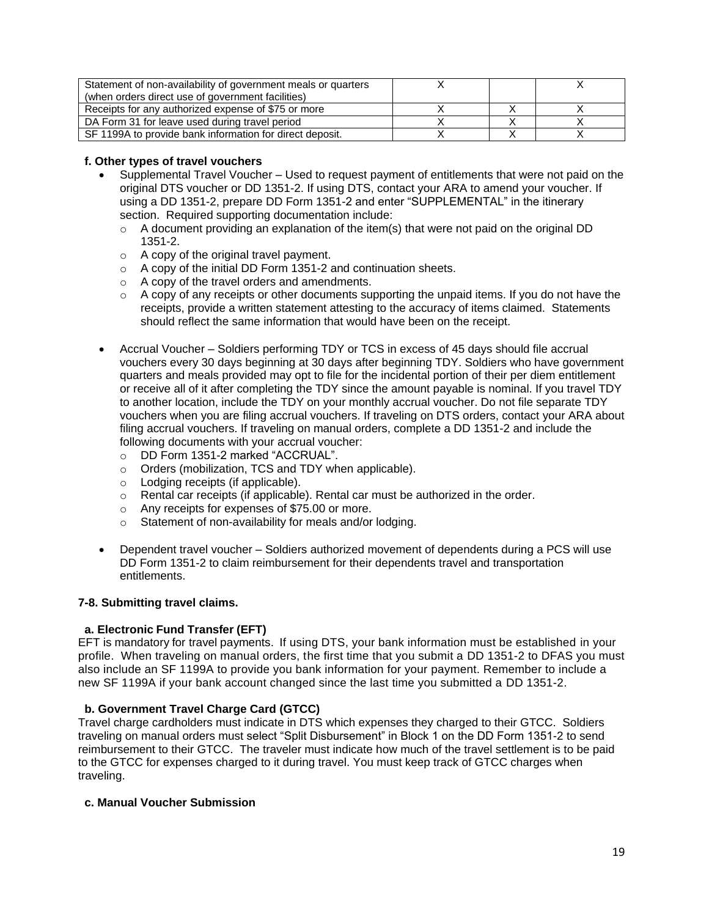| | | | |
|---|---|---|---|
| Statement of non-availability of government meals or quarters (when orders direct use of government facilities) | X | | X |
| Receipts for any authorized expense of $75 or more | X | X | X |
| DA Form 31 for leave used during travel period | X | X | X |
| SF 1199A to provide bank information for direct deposit. | X | X | X |

**f. Other types of travel vouchers**

- Supplemental Travel Voucher – Used to request payment of entitlements that were not paid on the original DTS voucher or DD 1351-2. If using DTS, contact your ARA to amend your voucher. If using a DD 1351-2, prepare DD Form 1351-2 and enter "SUPPLEMENTAL" in the itinerary section. Required supporting documentation include:
  - A document providing an explanation of the item(s) that were not paid on the original DD 1351-2.
  - A copy of the original travel payment.
  - A copy of the initial DD Form 1351-2 and continuation sheets.
  - A copy of the travel orders and amendments.
  - A copy of any receipts or other documents supporting the unpaid items. If you do not have the receipts, provide a written statement attesting to the accuracy of items claimed. Statements should reflect the same information that would have been on the receipt.

- Accrual Voucher – Soldiers performing TDY or TCS in excess of 45 days should file accrual vouchers every 30 days beginning at 30 days after beginning TDY. Soldiers who have government quarters and meals provided may opt to file for the incidental portion of their per diem entitlement or receive all of it after completing the TDY since the amount payable is nominal. If you travel TDY to another location, include the TDY on your monthly accrual voucher. Do not file separate TDY vouchers when you are filing accrual vouchers. If traveling on DTS orders, contact your ARA about filing accrual vouchers. If traveling on manual orders, complete a DD 1351-2 and include the following documents with your accrual voucher:
  - DD Form 1351-2 marked "ACCRUAL".
  - Orders (mobilization, TCS and TDY when applicable).
  - Lodging receipts (if applicable).
  - Rental car receipts (if applicable). Rental car must be authorized in the order.
  - Any receipts for expenses of $75.00 or more.
  - Statement of non-availability for meals and/or lodging.

- Dependent travel voucher – Soldiers authorized movement of dependents during a PCS will use DD Form 1351-2 to claim reimbursement for their dependents travel and transportation entitlements.

**7-8. Submitting travel claims.**

**a. Electronic Fund Transfer (EFT)**

EFT is mandatory for travel payments. If using DTS, your bank information must be established in your profile. When traveling on manual orders, the first time that you submit a DD 1351-2 to DFAS you must also include an SF 1199A to provide you bank information for your payment. Remember to include a new SF 1199A if your bank account changed since the last time you submitted a DD 1351-2.

**b. Government Travel Charge Card (GTCC)**

Travel charge cardholders must indicate in DTS which expenses they charged to their GTCC. Soldiers traveling on manual orders must select "Split Disbursement" in Block 1 on the DD Form 1351-2 to send reimbursement to their GTCC. The traveler must indicate how much of the travel settlement is to be paid to the GTCC for expenses charged to it during travel. You must keep track of GTCC charges when traveling.

**c. Manual Voucher Submission**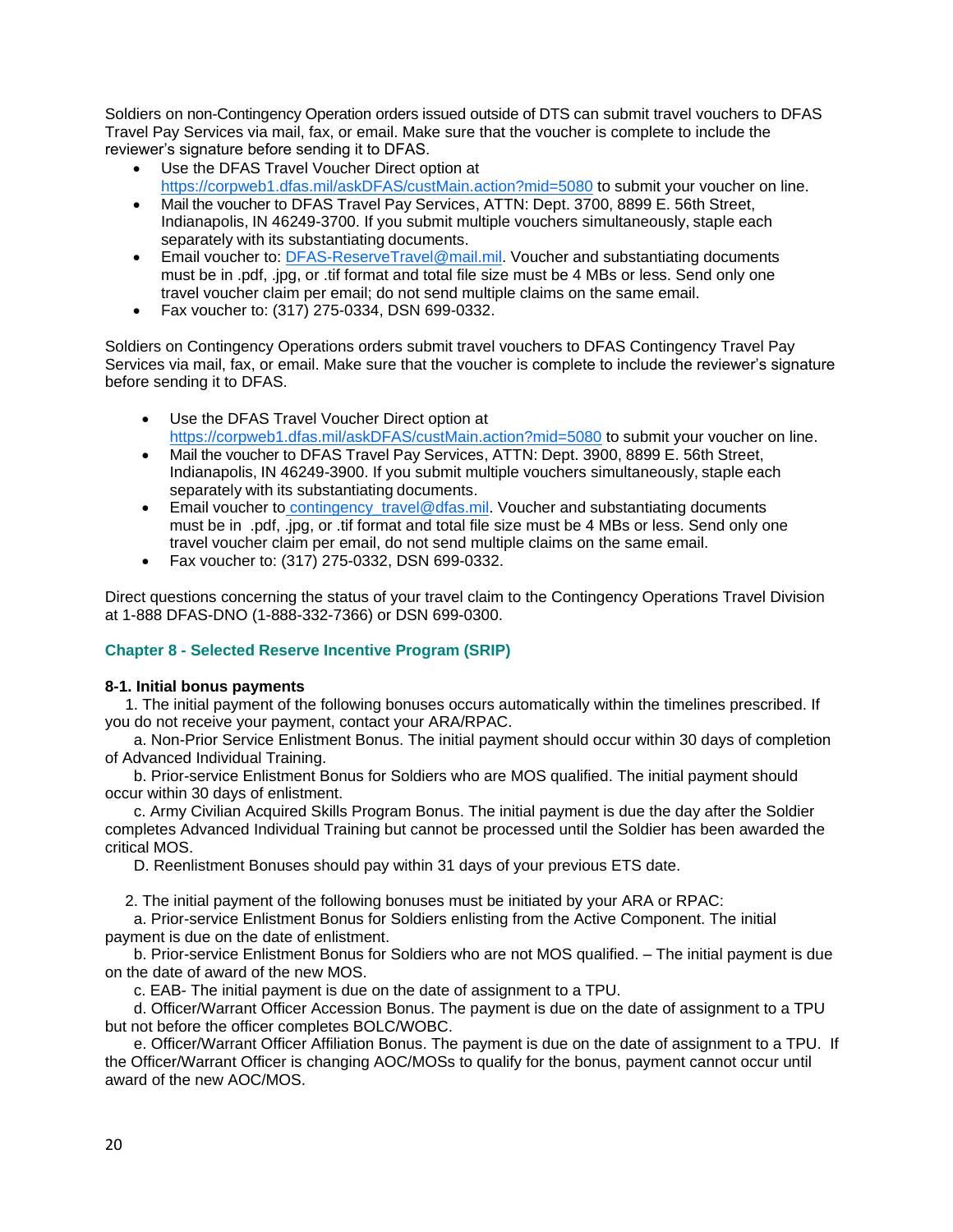Soldiers on non-Contingency Operation orders issued outside of DTS can submit travel vouchers to DFAS Travel Pay Services via mail, fax, or email. Make sure that the voucher is complete to include the reviewer's signature before sending it to DFAS.

- Use the DFAS Travel Voucher Direct option at https://corpweb1.dfas.mil/askDFAS/custMain.action?mid=5080 to submit your voucher on line.
- Mail the voucher to DFAS Travel Pay Services, ATTN: Dept. 3700, 8899 E. 56th Street, Indianapolis, IN 46249-3700. If you submit multiple vouchers simultaneously, staple each separately with its substantiating documents.
- Email voucher to: DFAS-ReserveTravel@mail.mil. Voucher and substantiating documents must be in .pdf, .jpg, or .tif format and total file size must be 4 MBs or less. Send only one travel voucher claim per email; do not send multiple claims on the same email.
- Fax voucher to: (317) 275-0334, DSN 699-0332.

Soldiers on Contingency Operations orders submit travel vouchers to DFAS Contingency Travel Pay Services via mail, fax, or email. Make sure that the voucher is complete to include the reviewer's signature before sending it to DFAS.

- Use the DFAS Travel Voucher Direct option at https://corpweb1.dfas.mil/askDFAS/custMain.action?mid=5080 to submit your voucher on line.
- Mail the voucher to DFAS Travel Pay Services, ATTN: Dept. 3900, 8899 E. 56th Street, Indianapolis, IN 46249-3900. If you submit multiple vouchers simultaneously, staple each separately with its substantiating documents.
- Email voucher to contingency_travel@dfas.mil. Voucher and substantiating documents must be in .pdf, .jpg, or .tif format and total file size must be 4 MBs or less. Send only one travel voucher claim per email, do not send multiple claims on the same email.
- Fax voucher to: (317) 275-0332, DSN 699-0332.

Direct questions concerning the status of your travel claim to the Contingency Operations Travel Division at 1-888 DFAS-DNO (1-888-332-7366) or DSN 699-0300.

## Chapter 8 - Selected Reserve Incentive Program (SRIP)

**8-1. Initial bonus payments**

1. The initial payment of the following bonuses occurs automatically within the timelines prescribed. If you do not receive your payment, contact your ARA/RPAC.

a. Non-Prior Service Enlistment Bonus. The initial payment should occur within 30 days of completion of Advanced Individual Training.

b. Prior-service Enlistment Bonus for Soldiers who are MOS qualified. The initial payment should occur within 30 days of enlistment.

c. Army Civilian Acquired Skills Program Bonus. The initial payment is due the day after the Soldier completes Advanced Individual Training but cannot be processed until the Soldier has been awarded the critical MOS.

D. Reenlistment Bonuses should pay within 31 days of your previous ETS date.

2. The initial payment of the following bonuses must be initiated by your ARA or RPAC:

a. Prior-service Enlistment Bonus for Soldiers enlisting from the Active Component. The initial payment is due on the date of enlistment.

b. Prior-service Enlistment Bonus for Soldiers who are not MOS qualified. – The initial payment is due on the date of award of the new MOS.

c. EAB- The initial payment is due on the date of assignment to a TPU.

d. Officer/Warrant Officer Accession Bonus. The payment is due on the date of assignment to a TPU but not before the officer completes BOLC/WOBC.

e. Officer/Warrant Officer Affiliation Bonus. The payment is due on the date of assignment to a TPU. If the Officer/Warrant Officer is changing AOC/MOSs to qualify for the bonus, payment cannot occur until award of the new AOC/MOS.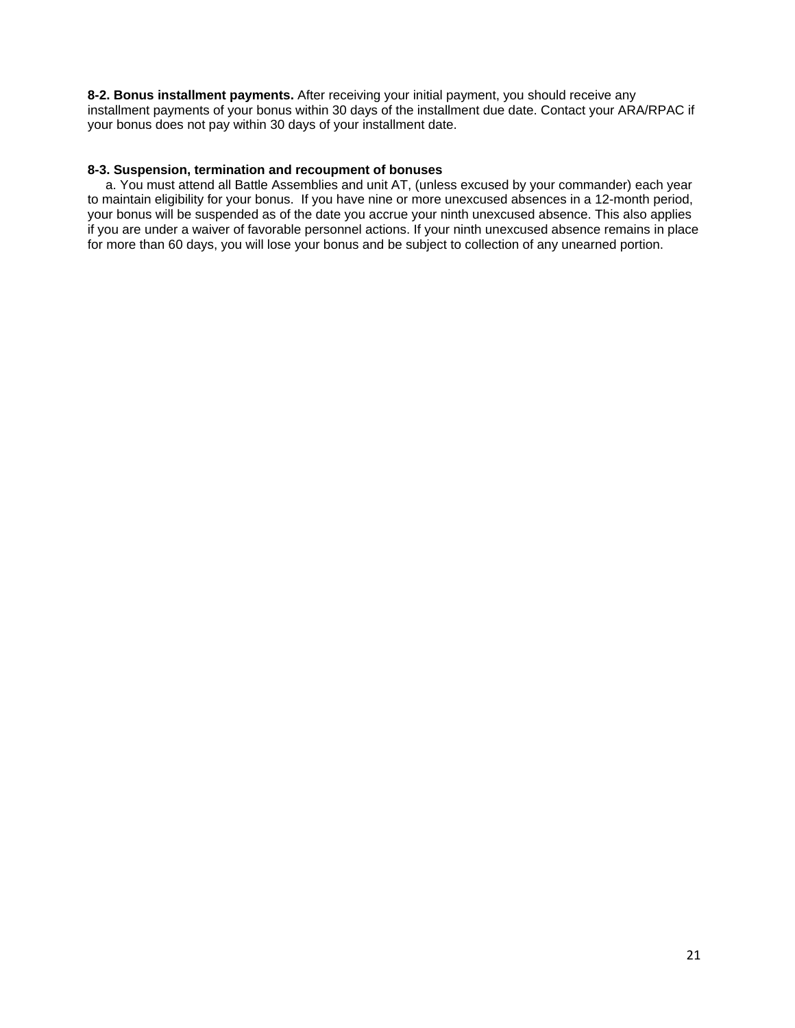**8-2. Bonus installment payments.** After receiving your initial payment, you should receive any installment payments of your bonus within 30 days of the installment due date. Contact your ARA/RPAC if your bonus does not pay within 30 days of your installment date.

**8-3. Suspension, termination and recoupment of bonuses**

a. You must attend all Battle Assemblies and unit AT, (unless excused by your commander) each year to maintain eligibility for your bonus. If you have nine or more unexcused absences in a 12-month period, your bonus will be suspended as of the date you accrue your ninth unexcused absence. This also applies if you are under a waiver of favorable personnel actions. If your ninth unexcused absence remains in place for more than 60 days, you will lose your bonus and be subject to collection of any unearned portion.